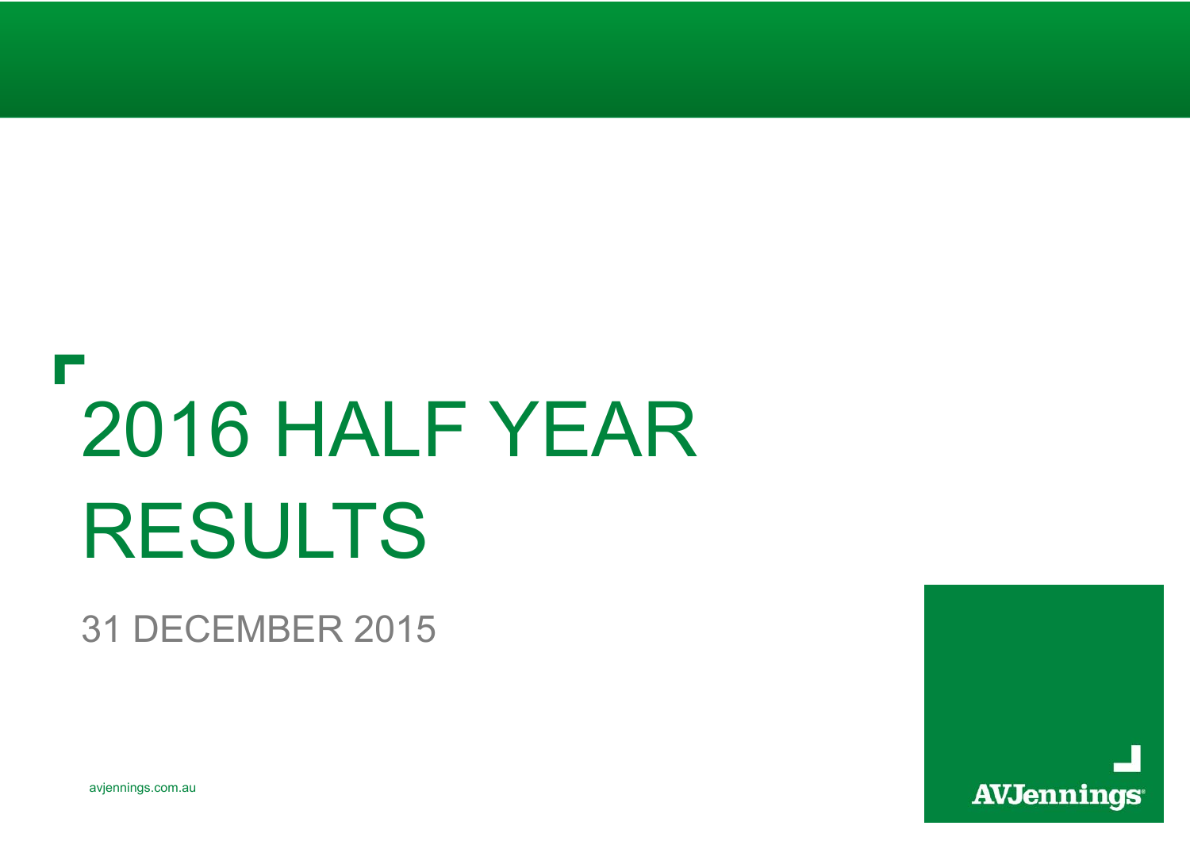# 2016 HALF YEAR RESULTS

31 DECEMBER 2015

avjennings.com.au

AVJennings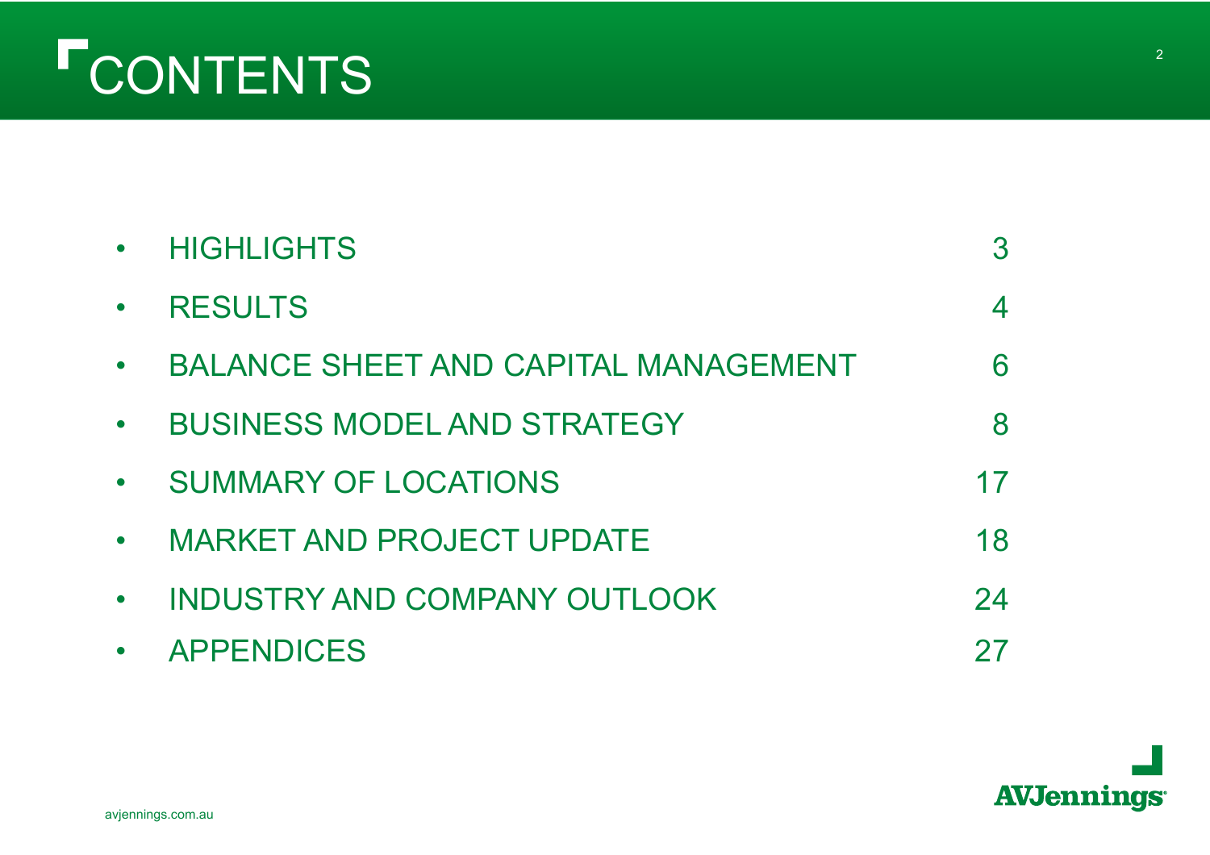# CONTENTS

| | |
|---|---|
| HIGHLIGHTS | 3 |
| RESULTS | 4 |
| BALANCE SHEET AND CAPITAL MANAGEMENT | 6 |
| BUSINESS MODEL AND STRATEGY | 8 |
| SUMMARY OF LOCATIONS | 17 |
| MARKET AND PROJECT UPDATE | 18 |
| INDUSTRY AND COMPANY OUTLOOK | 24 |
| APPENDICES | 27 |

avjennings.com.au

AVJennings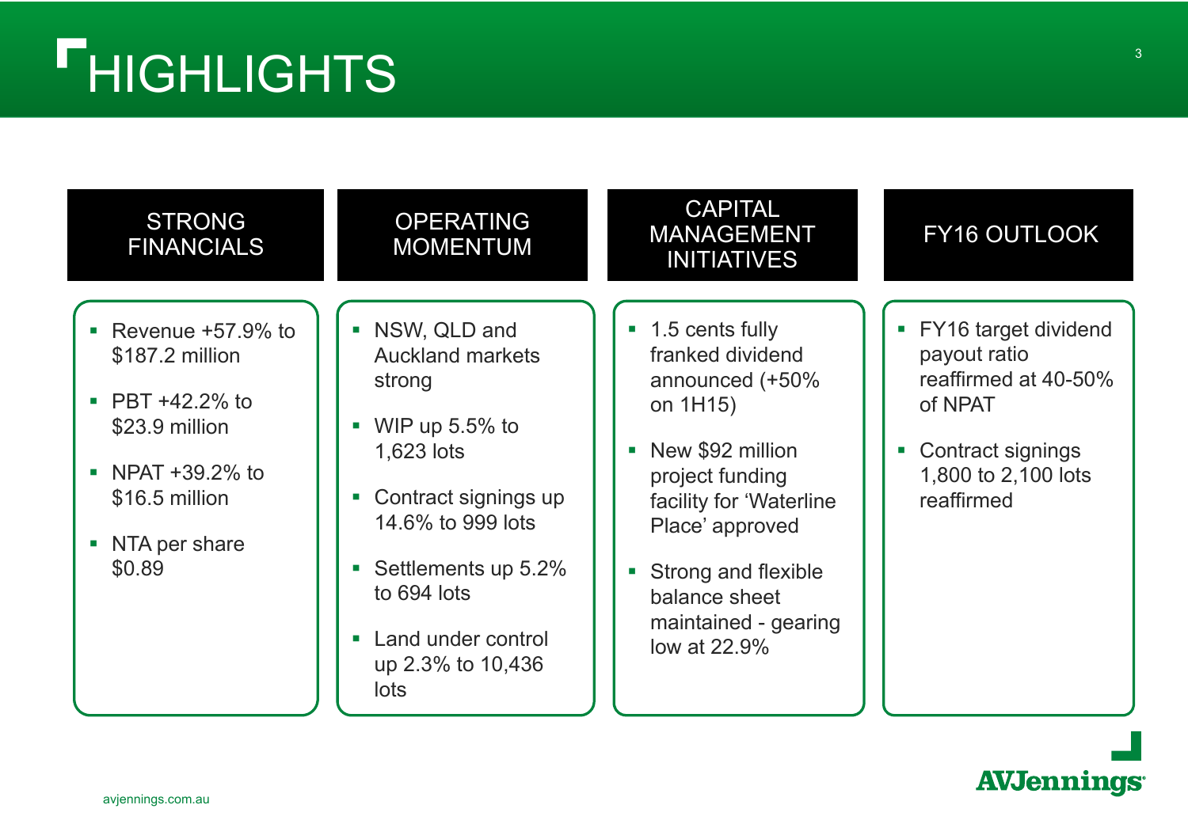# HIGHLIGHTS

## STRONG FINANCIALS

- Revenue +57.9% to $187.2 million
- PBT +42.2% to $23.9 million
- NPAT +39.2% to $16.5 million
- NTA per share $0.89

## OPERATING MOMENTUM

- NSW, QLD and Auckland markets strong
- WIP up 5.5% to 1,623 lots
- Contract signings up 14.6% to 999 lots
- Settlements up 5.2% to 694 lots
- Land under control up 2.3% to 10,436 lots

## CAPITAL MANAGEMENT INITIATIVES

- 1.5 cents fully franked dividend announced (+50% on 1H15)
- New $92 million project funding facility for 'Waterline Place' approved
- Strong and flexible balance sheet maintained - gearing low at 22.9%

## FY16 OUTLOOK

- FY16 target dividend payout ratio reaffirmed at 40-50% of NPAT
- Contract signings 1,800 to 2,100 lots reaffirmed

AVJennings

avjennings.com.au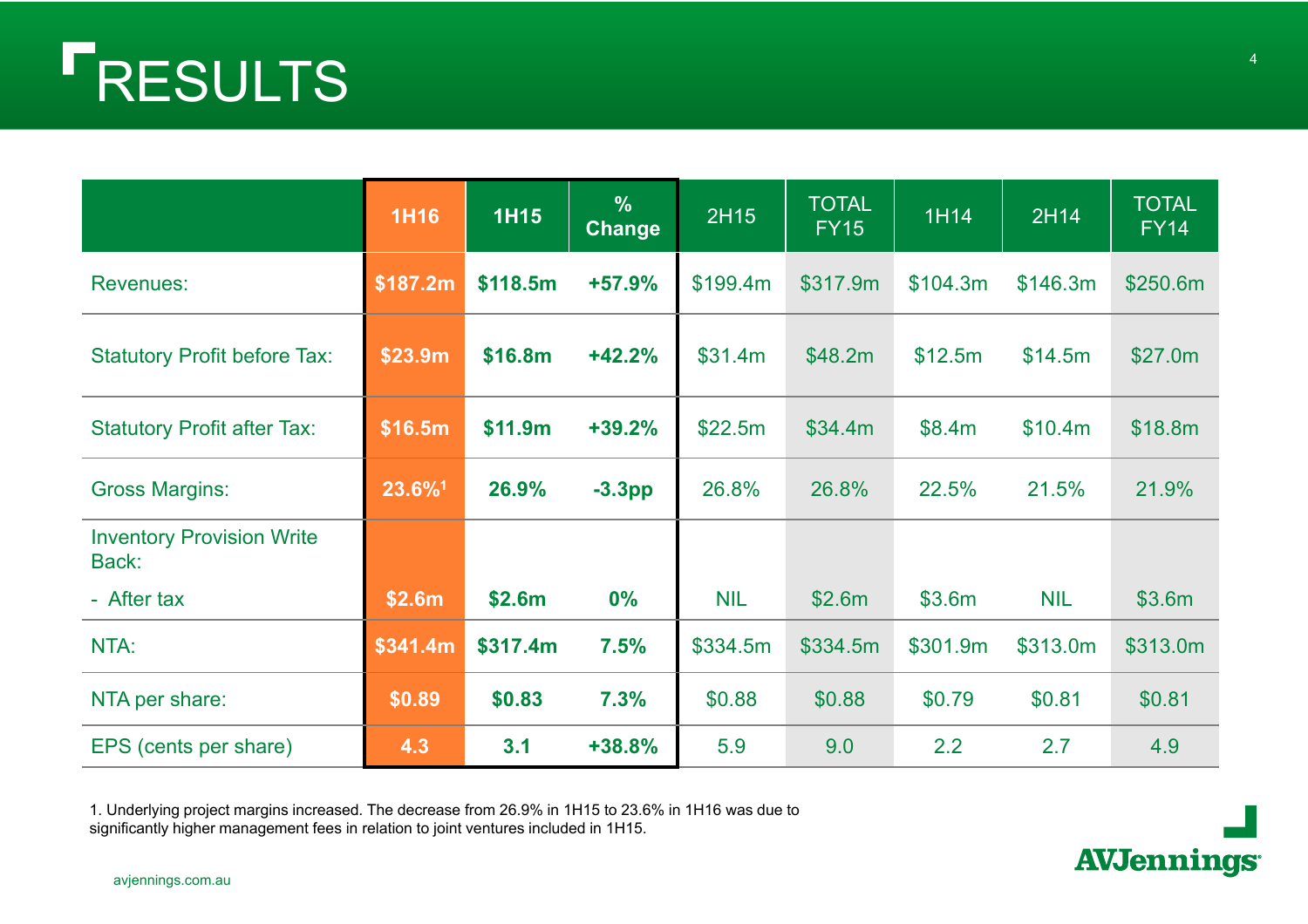# RESULTS

| | 1H16 | 1H15 | % Change | 2H15 | TOTAL FY15 | 1H14 | 2H14 | TOTAL FY14 |
|---|---|---|---|---|---|---|---|---|
| Revenues: | $187.2m | $118.5m | +57.9% | $199.4m | $317.9m | $104.3m | $146.3m | $250.6m |
| Statutory Profit before Tax: | $23.9m | $16.8m | +42.2% | $31.4m | $48.2m | $12.5m | $14.5m | $27.0m |
| Statutory Profit after Tax: | $16.5m | $11.9m | +39.2% | $22.5m | $34.4m | $8.4m | $10.4m | $18.8m |
| Gross Margins: | 23.6%[1] | 26.9% | -3.3pp | 26.8% | 26.8% | 22.5% | 21.5% | 21.9% |
| Inventory Provision Write Back: | | | | | | | | |
| - After tax | $2.6m | $2.6m | 0% | NIL | $2.6m | $3.6m | NIL | $3.6m |
| NTA: | $341.4m | $317.4m | 7.5% | $334.5m | $334.5m | $301.9m | $313.0m | $313.0m |
| NTA per share: | $0.89 | $0.83 | 7.3% | $0.88 | $0.88 | $0.79 | $0.81 | $0.81 |
| EPS (cents per share) | 4.3 | 3.1 | +38.8% | 5.9 | 9.0 | 2.2 | 2.7 | 4.9 |

1. Underlying project margins increased. The decrease from 26.9% in 1H15 to 23.6% in 1H16 was due to significantly higher management fees in relation to joint ventures included in 1H15.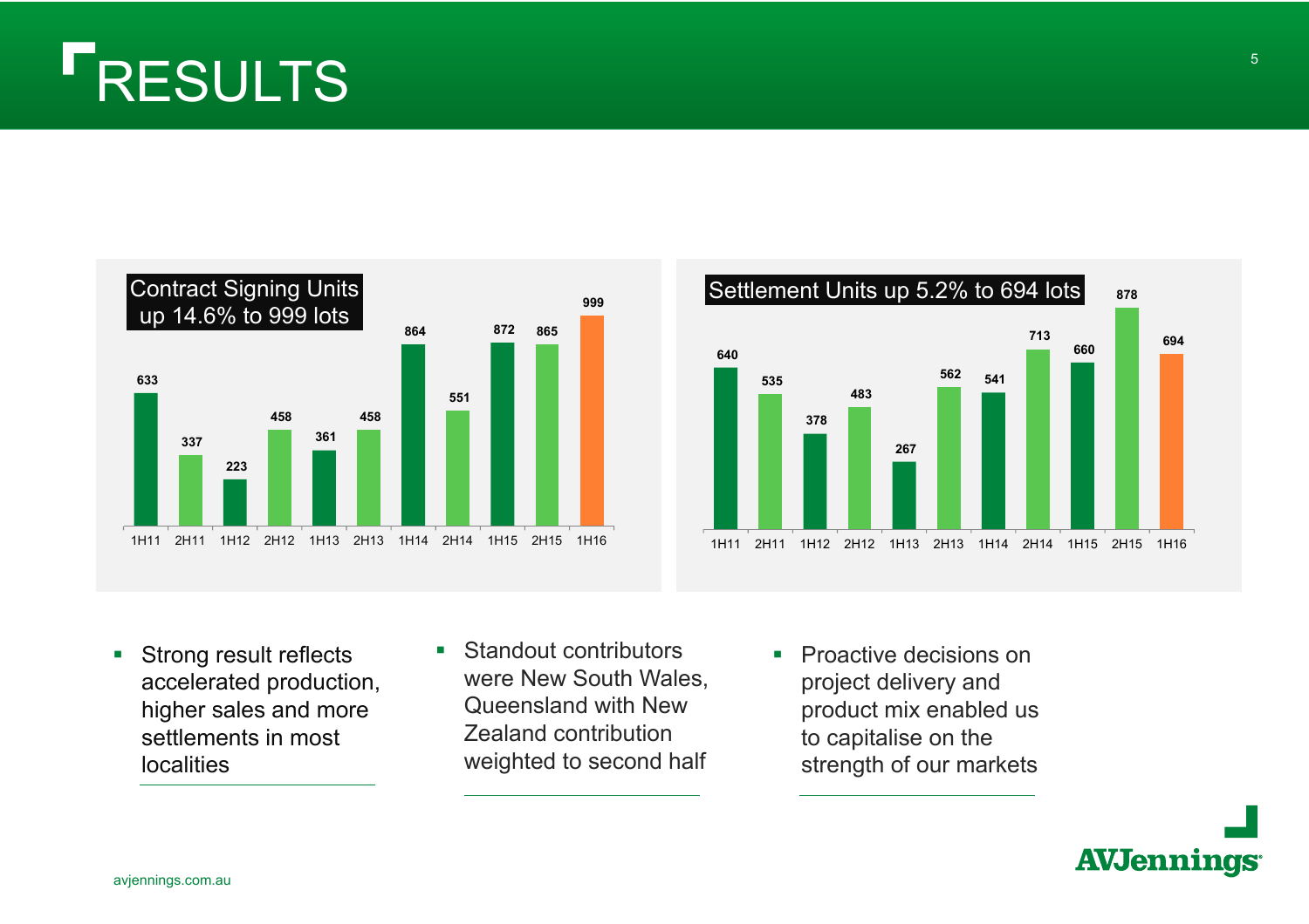# RESULTS

**Contract Signing Units up 14.6% to 999 lots**

| Period | 1H11 | 2H11 | 1H12 | 2H12 | 1H13 | 2H13 | 1H14 | 2H14 | 1H15 | 2H15 | 1H16 |
|---|---|---|---|---|---|---|---|---|---|---|---|
| Units | 633 | 337 | 223 | 458 | 361 | 458 | 864 | 551 | 872 | 865 | 999 |

**Settlement Units up 5.2% to 694 lots**

| Period | 1H11 | 2H11 | 1H12 | 2H12 | 1H13 | 2H13 | 1H14 | 2H14 | 1H15 | 2H15 | 1H16 |
|---|---|---|---|---|---|---|---|---|---|---|---|
| Units | 640 | 535 | 378 | 483 | 267 | 562 | 541 | 713 | 660 | 878 | 694 |

- Strong result reflects accelerated production, higher sales and more settlements in most localities
- Standout contributors were New South Wales, Queensland with New Zealand contribution weighted to second half
- Proactive decisions on project delivery and product mix enabled us to capitalise on the strength of our markets

avjennings.com.au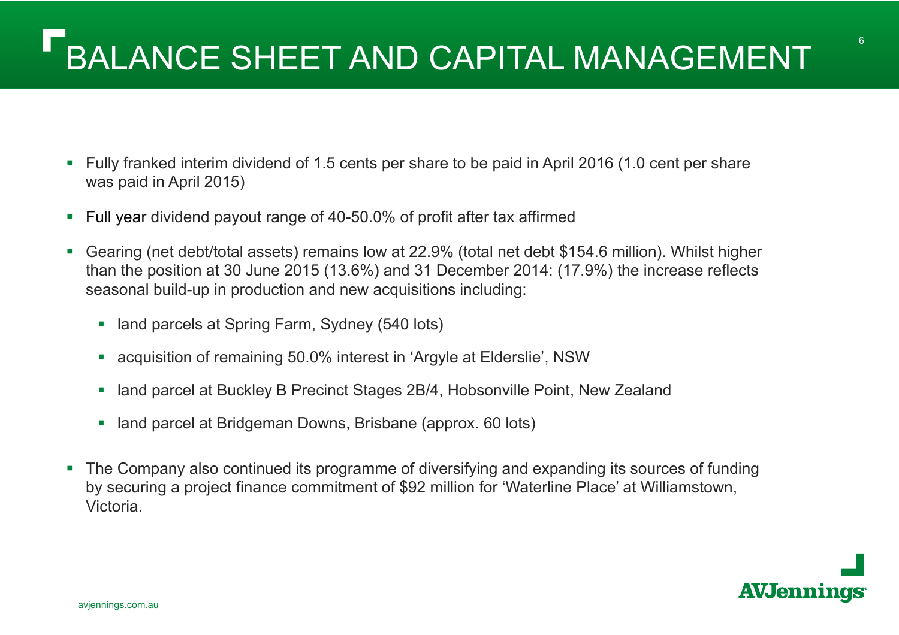# BALANCE SHEET AND CAPITAL MANAGEMENT

- Fully franked interim dividend of 1.5 cents per share to be paid in April 2016 (1.0 cent per share was paid in April 2015)
- Full year dividend payout range of 40-50.0% of profit after tax affirmed
- Gearing (net debt/total assets) remains low at 22.9% (total net debt $154.6 million). Whilst higher than the position at 30 June 2015 (13.6%) and 31 December 2014: (17.9%) the increase reflects seasonal build-up in production and new acquisitions including:
  - land parcels at Spring Farm, Sydney (540 lots)
  - acquisition of remaining 50.0% interest in 'Argyle at Elderslie', NSW
  - land parcel at Buckley B Precinct Stages 2B/4, Hobsonville Point, New Zealand
  - land parcel at Bridgeman Downs, Brisbane (approx. 60 lots)
- The Company also continued its programme of diversifying and expanding its sources of funding by securing a project finance commitment of $92 million for 'Waterline Place' at Williamstown, Victoria.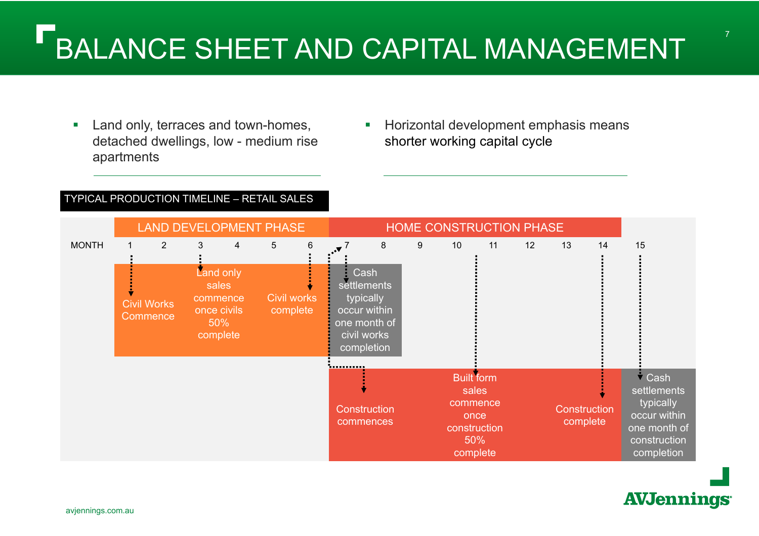# BALANCE SHEET AND CAPITAL MANAGEMENT

- Land only, terraces and town-homes, detached dwellings, low - medium rise apartments
- Horizontal development emphasis means shorter working capital cycle

**TYPICAL PRODUCTION TIMELINE – RETAIL SALES**

**LAND DEVELOPMENT PHASE** (Months 1–6)

| Month | Event |
|---|---|
| 1 | Civil Works Commence |
| 3 | Land only sales commence once civils 50% complete |
| 6 | Civil works complete |
| 7 | Cash settlements typically occur within one month of civil works completion |

**HOME CONSTRUCTION PHASE** (Months 7–14)

| Month | Event |
|---|---|
| 7 | Construction commences |
| 11 | Built form sales commence once construction 50% complete |
| 14 | Construction complete |
| 15 | Cash settlements typically occur within one month of construction completion |

avjennings.com.au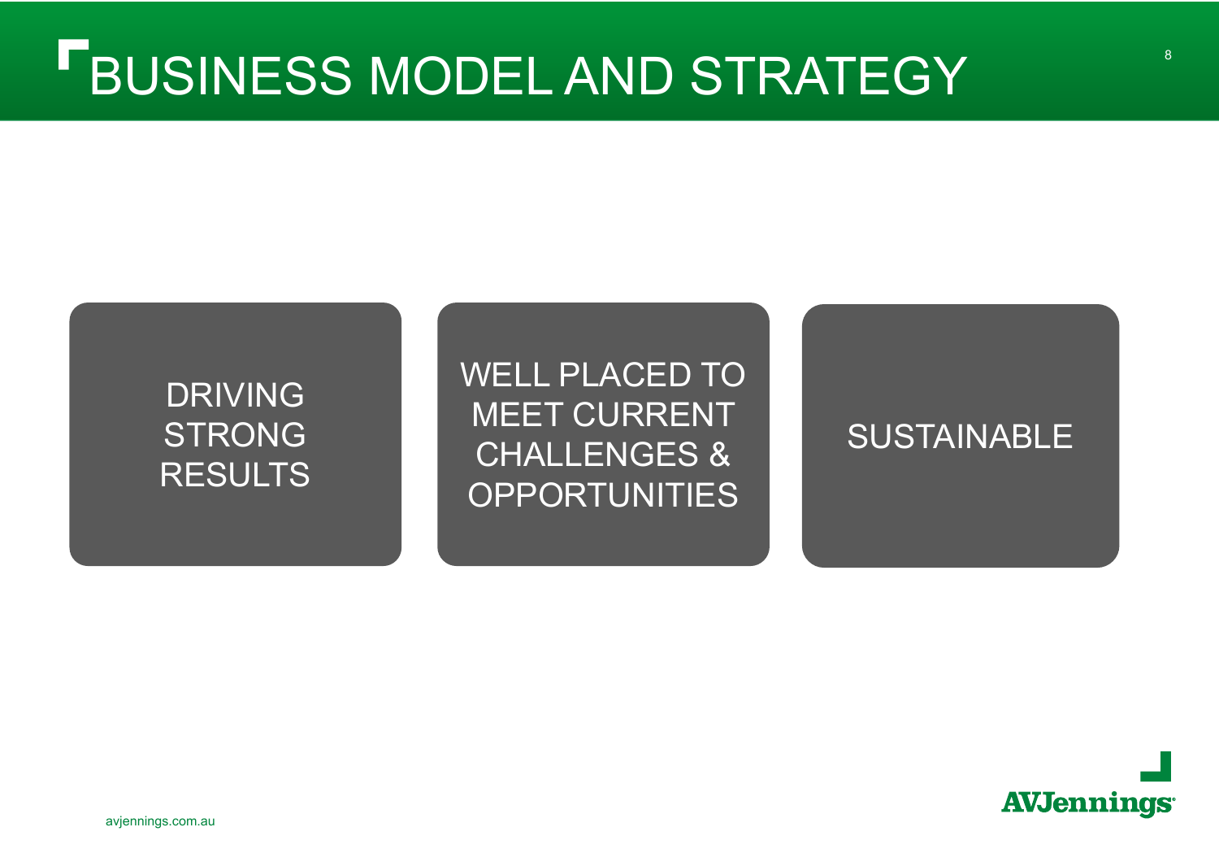# BUSINESS MODEL AND STRATEGY

- DRIVING STRONG RESULTS
- WELL PLACED TO MEET CURRENT CHALLENGES & OPPORTUNITIES
- SUSTAINABLE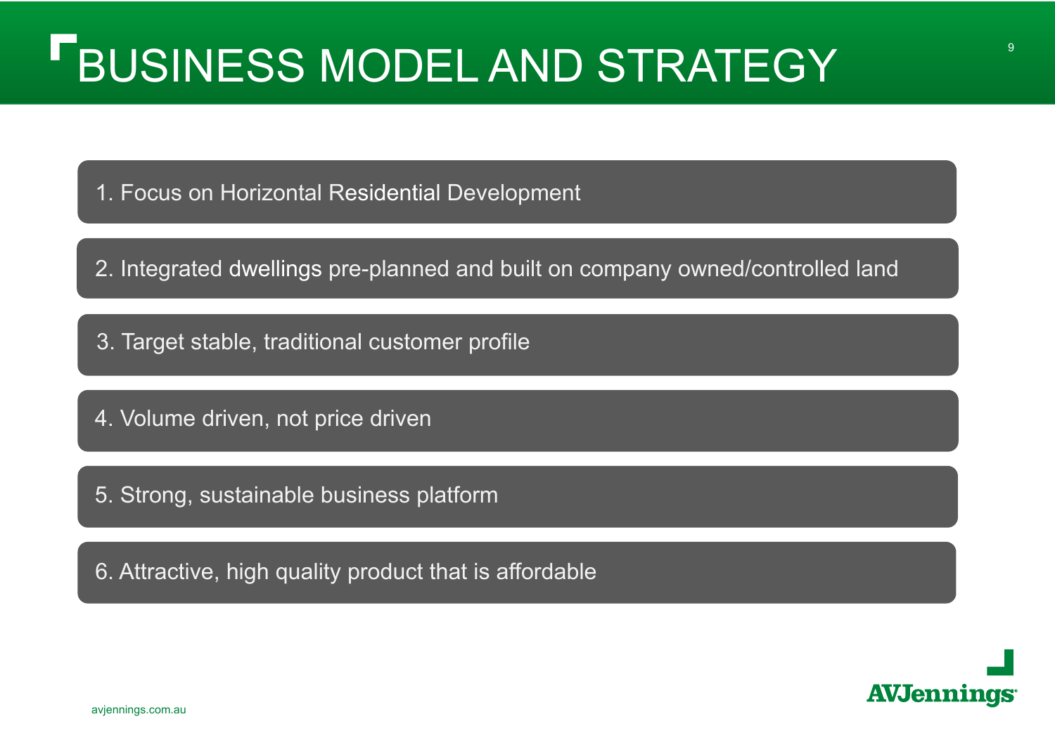# BUSINESS MODEL AND STRATEGY

1. Focus on Horizontal Residential Development
2. Integrated dwellings pre-planned and built on company owned/controlled land
3. Target stable, traditional customer profile
4. Volume driven, not price driven
5. Strong, sustainable business platform
6. Attractive, high quality product that is affordable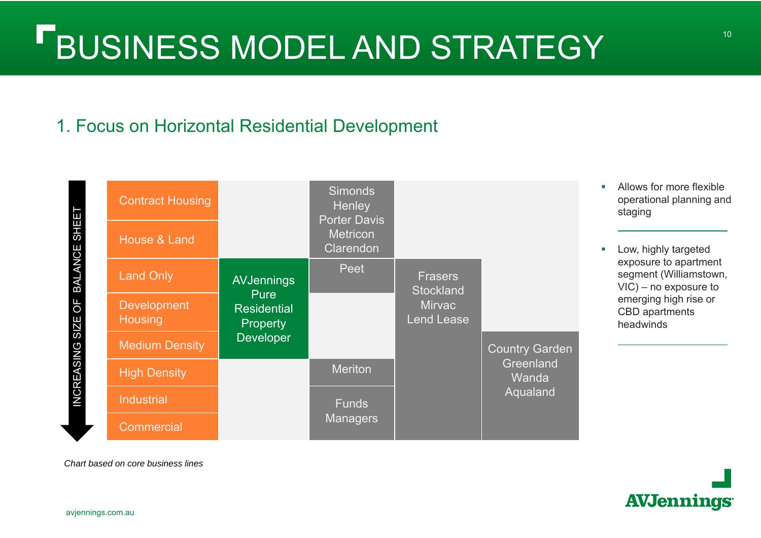# BUSINESS MODEL AND STRATEGY

## 1. Focus on Horizontal Residential Development

INCREASING SIZE OF BALANCE SHEET

| Business line | | | | |
|---|---|---|---|---|
| Contract Housing | | Simonds Henley Porter Davis Metricon Clarendon | | |
| House & Land | | | | |
| Land Only | AVJennings Pure Residential Property Developer | Peet | Frasers Stockland Mirvac Lend Lease | |
| Development Housing | | | | |
| Medium Density | | | | Country Garden Greenland Wanda Aqualand |
| High Density | | Meriton | | |
| Industrial | | Funds Managers | | |
| Commercial | | | | |

*Chart based on core business lines*

- Allows for more flexible operational planning and staging
- Low, highly targeted exposure to apartment segment (Williamstown, VIC) – no exposure to emerging high rise or CBD apartments headwinds

avjennings.com.au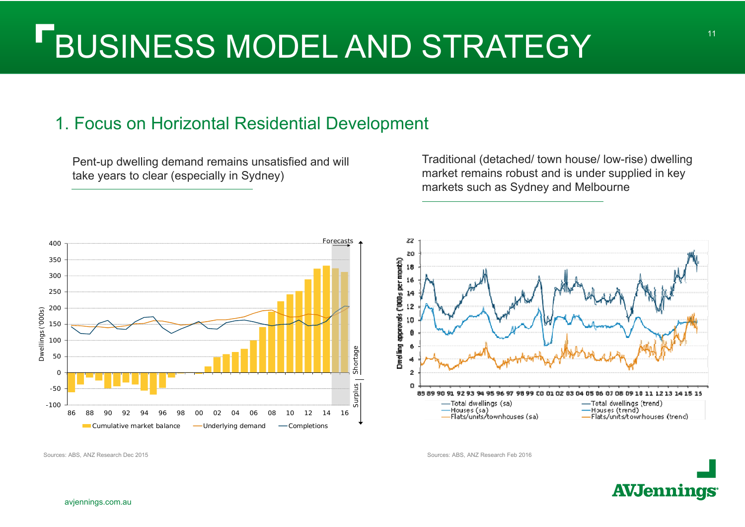# BUSINESS MODEL AND STRATEGY

## 1. Focus on Horizontal Residential Development

Pent-up dwelling demand remains unsatisfied and will take years to clear (especially in Sydney)

Traditional (detached/ town house/ low-rise) dwelling market remains robust and is under supplied in key markets such as Sydney and Melbourne

Sources: ABS, ANZ Research Dec 2015

Sources: ABS, ANZ Research Feb 2016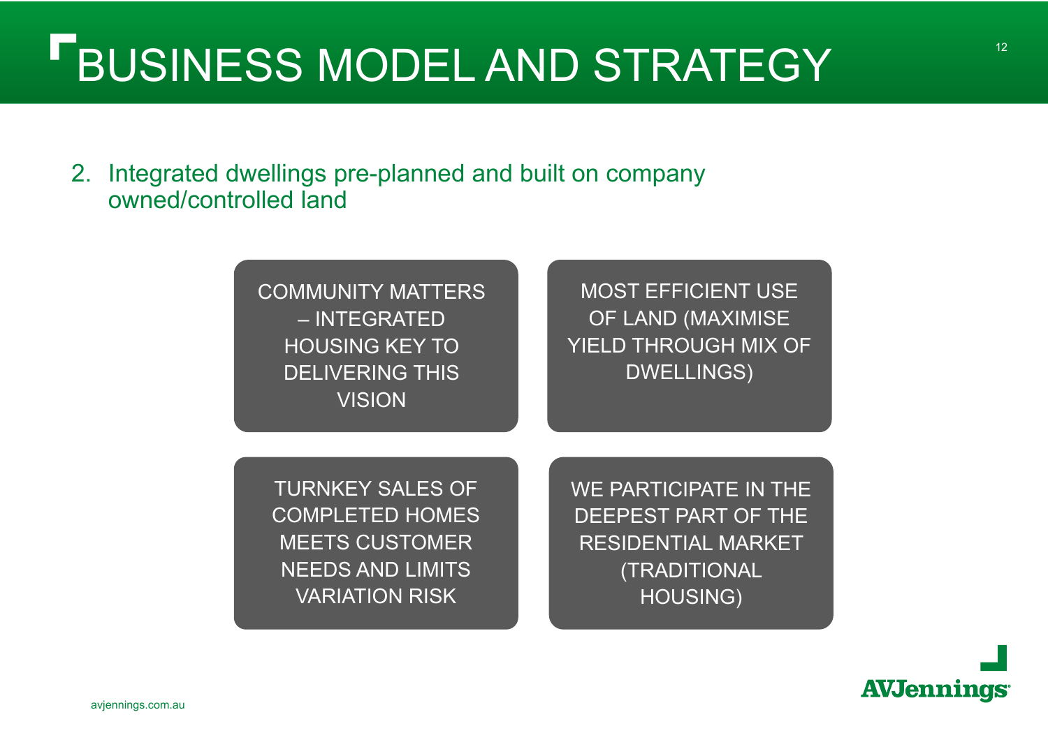# BUSINESS MODEL AND STRATEGY

2. Integrated dwellings pre-planned and built on company owned/controlled land

COMMUNITY MATTERS – INTEGRATED HOUSING KEY TO DELIVERING THIS VISION

MOST EFFICIENT USE OF LAND (MAXIMISE YIELD THROUGH MIX OF DWELLINGS)

TURNKEY SALES OF COMPLETED HOMES MEETS CUSTOMER NEEDS AND LIMITS VARIATION RISK

WE PARTICIPATE IN THE DEEPEST PART OF THE RESIDENTIAL MARKET (TRADITIONAL HOUSING)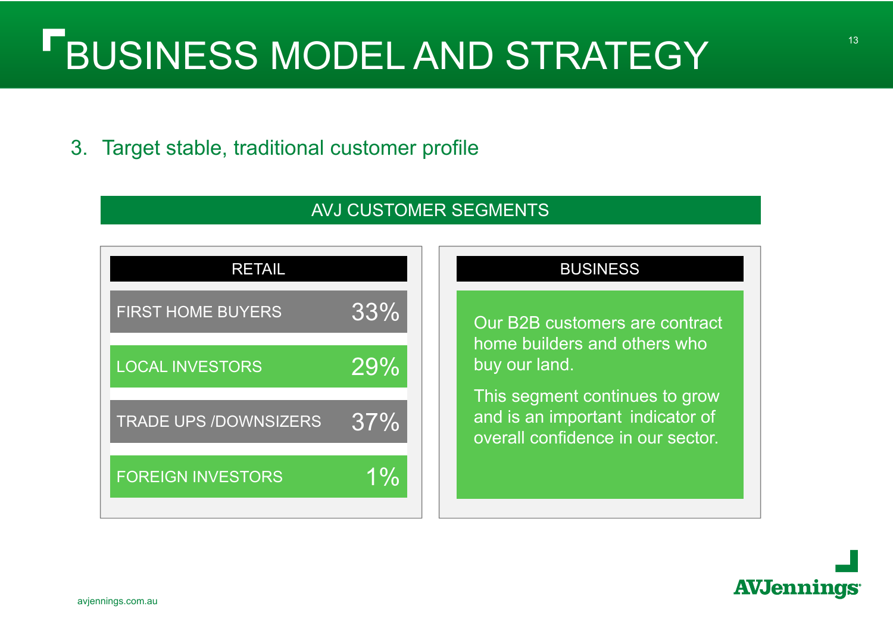# BUSINESS MODEL AND STRATEGY

3. Target stable, traditional customer profile

## AVJ CUSTOMER SEGMENTS

### RETAIL

| Segment | Share |
|---|---|
| FIRST HOME BUYERS | 33% |
| LOCAL INVESTORS | 29% |
| TRADE UPS /DOWNSIZERS | 37% |
| FOREIGN INVESTORS | 1% |

### BUSINESS

Our B2B customers are contract home builders and others who buy our land.

This segment continues to grow and is an important indicator of overall confidence in our sector.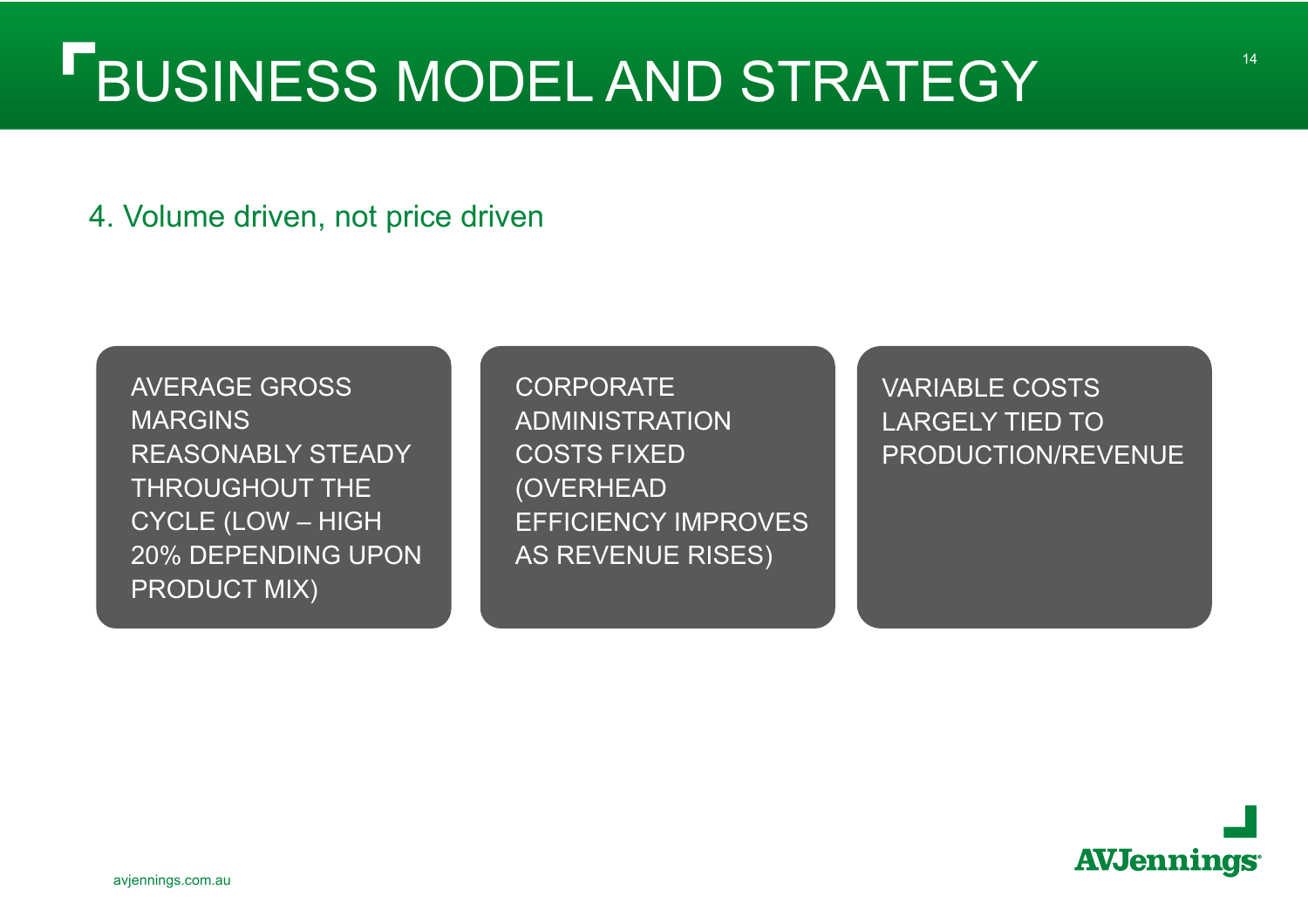# BUSINESS MODEL AND STRATEGY

## 4. Volume driven, not price driven

- AVERAGE GROSS MARGINS REASONABLY STEADY THROUGHOUT THE CYCLE (LOW – HIGH 20% DEPENDING UPON PRODUCT MIX)
- CORPORATE ADMINISTRATION COSTS FIXED (OVERHEAD EFFICIENCY IMPROVES AS REVENUE RISES)
- VARIABLE COSTS LARGELY TIED TO PRODUCTION/REVENUE

avjennings.com.au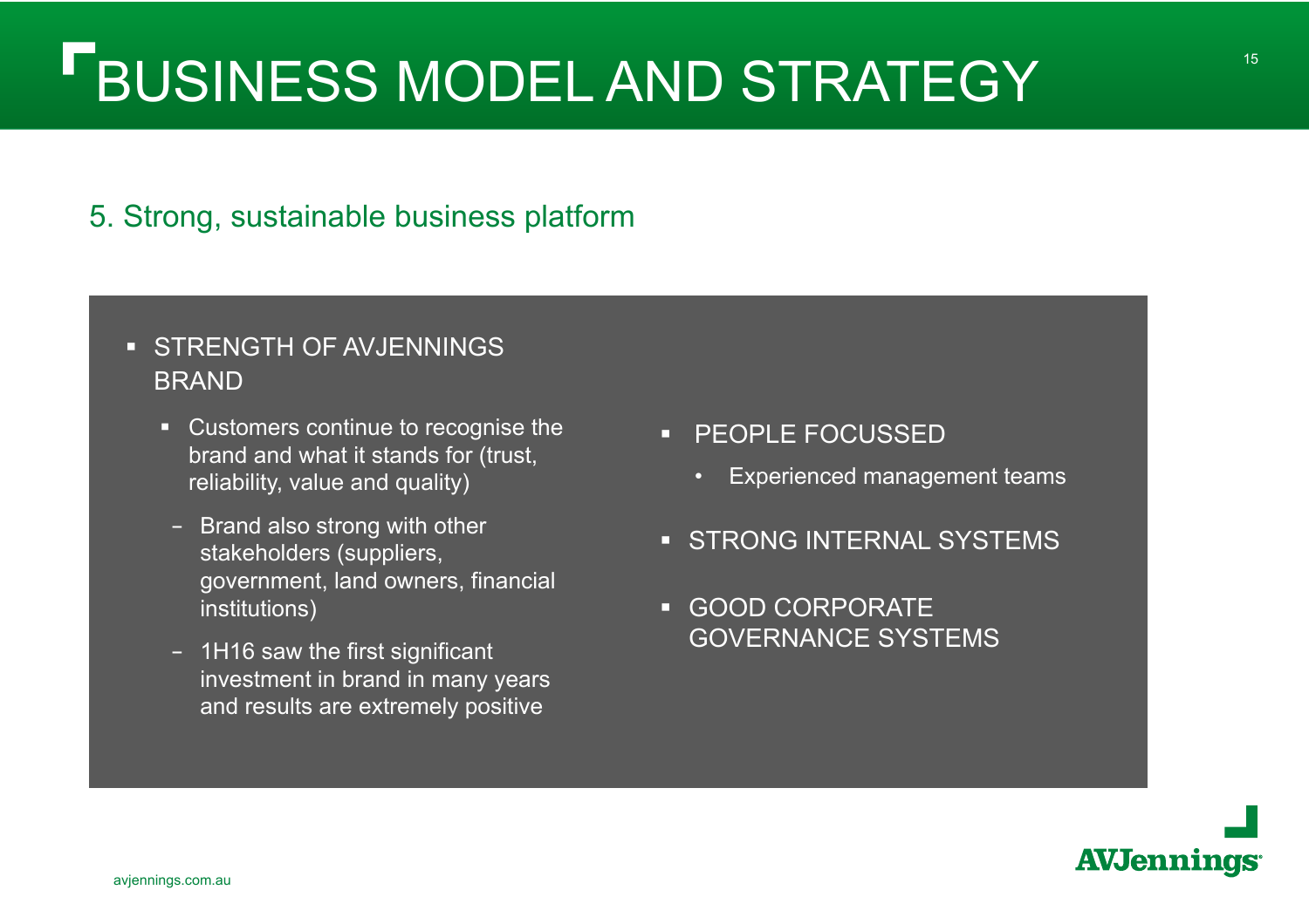# BUSINESS MODEL AND STRATEGY

## 5. Strong, sustainable business platform

- STRENGTH OF AVJENNINGS BRAND
  - Customers continue to recognise the brand and what it stands for (trust, reliability, value and quality)
    - Brand also strong with other stakeholders (suppliers, government, land owners, financial institutions)
    - 1H16 saw the first significant investment in brand in many years and results are extremely positive

- PEOPLE FOCUSSED
  - Experienced management teams
- STRONG INTERNAL SYSTEMS
- GOOD CORPORATE GOVERNANCE SYSTEMS

avjennings.com.au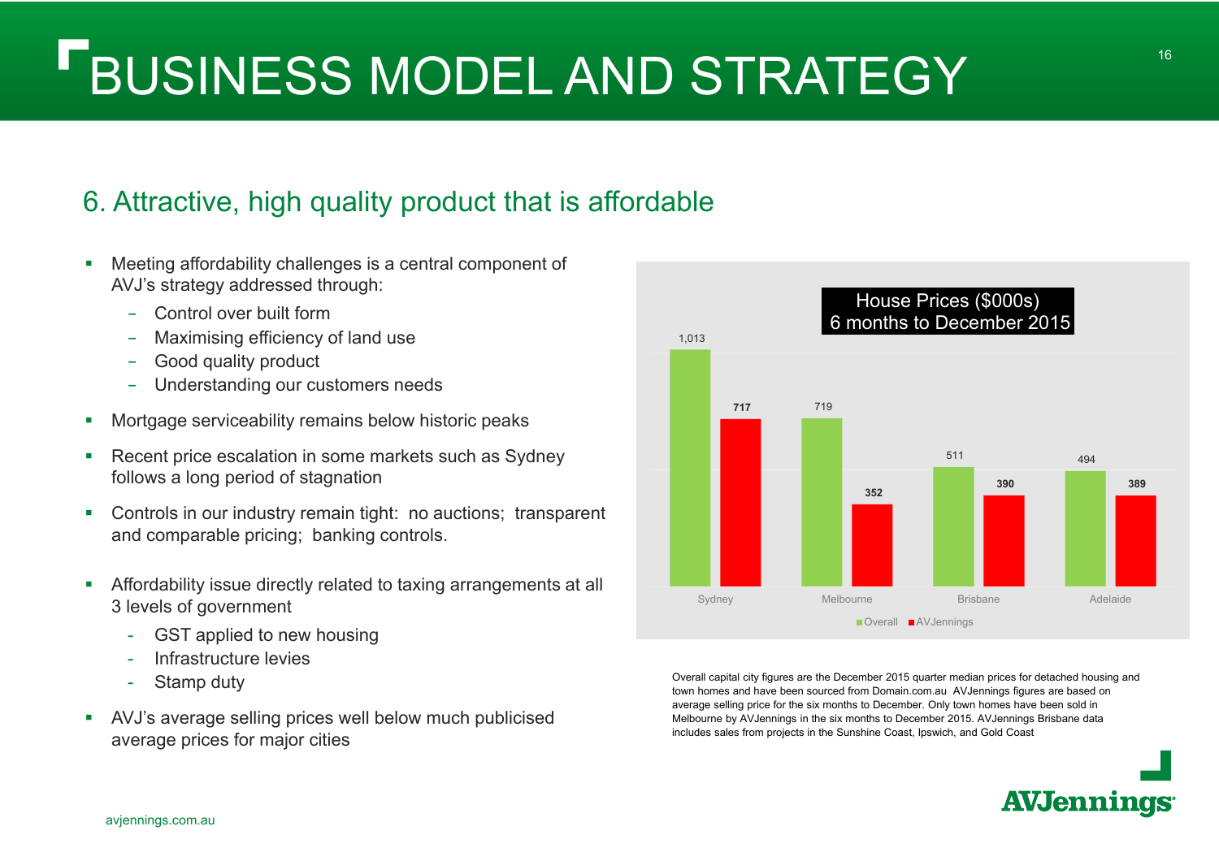# BUSINESS MODEL AND STRATEGY

## 6. Attractive, high quality product that is affordable

- Meeting affordability challenges is a central component of AVJ's strategy addressed through:
  - Control over built form
  - Maximising efficiency of land use
  - Good quality product
  - Understanding our customers needs
- Mortgage serviceability remains below historic peaks
- Recent price escalation in some markets such as Sydney follows a long period of stagnation
- Controls in our industry remain tight: no auctions; transparent and comparable pricing; banking controls.
- Affordability issue directly related to taxing arrangements at all 3 levels of government
  - GST applied to new housing
  - Infrastructure levies
  - Stamp duty
- AVJ's average selling prices well below much publicised average prices for major cities

**House Prices ($000s) 6 months to December 2015**

| | Overall | AVJennings |
|---|---|---|
| Sydney | 1,013 | 717 |
| Melbourne | 719 | 352 |
| Brisbane | 511 | 390 |
| Adelaide | 494 | 389 |

Overall capital city figures are the December 2015 quarter median prices for detached housing and town homes and have been sourced from Domain.com.au AVJennings figures are based on average selling price for the six months to December. Only town homes have been sold in Melbourne by AVJennings in the six months to December 2015. AVJennings Brisbane data includes sales from projects in the Sunshine Coast, Ipswich, and Gold Coast

avjennings.com.au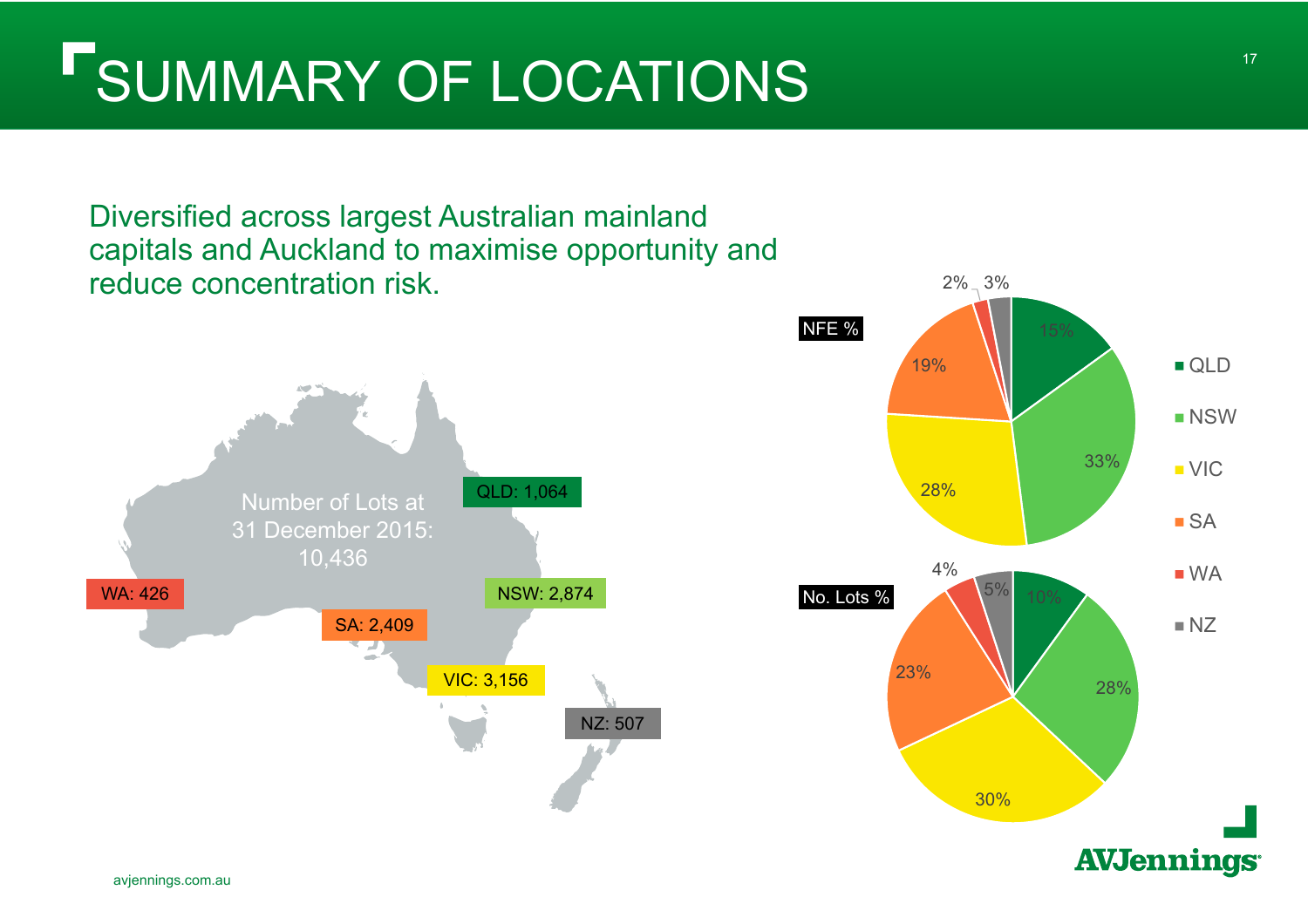# SUMMARY OF LOCATIONS

Diversified across largest Australian mainland capitals and Auckland to maximise opportunity and reduce concentration risk.

Number of Lots at 31 December 2015: 10,436

| Location | No. of Lots | NFE % | No. Lots % |
|---|---|---|---|
| QLD | 1,064 | 15% | 10% |
| NSW | 2,874 | 33% | 28% |
| VIC | 3,156 | 28% | 30% |
| SA | 2,409 | 19% | 23% |
| WA | 426 | 2% | 4% |
| NZ | 507 | 3% | 5% |

avjennings.com.au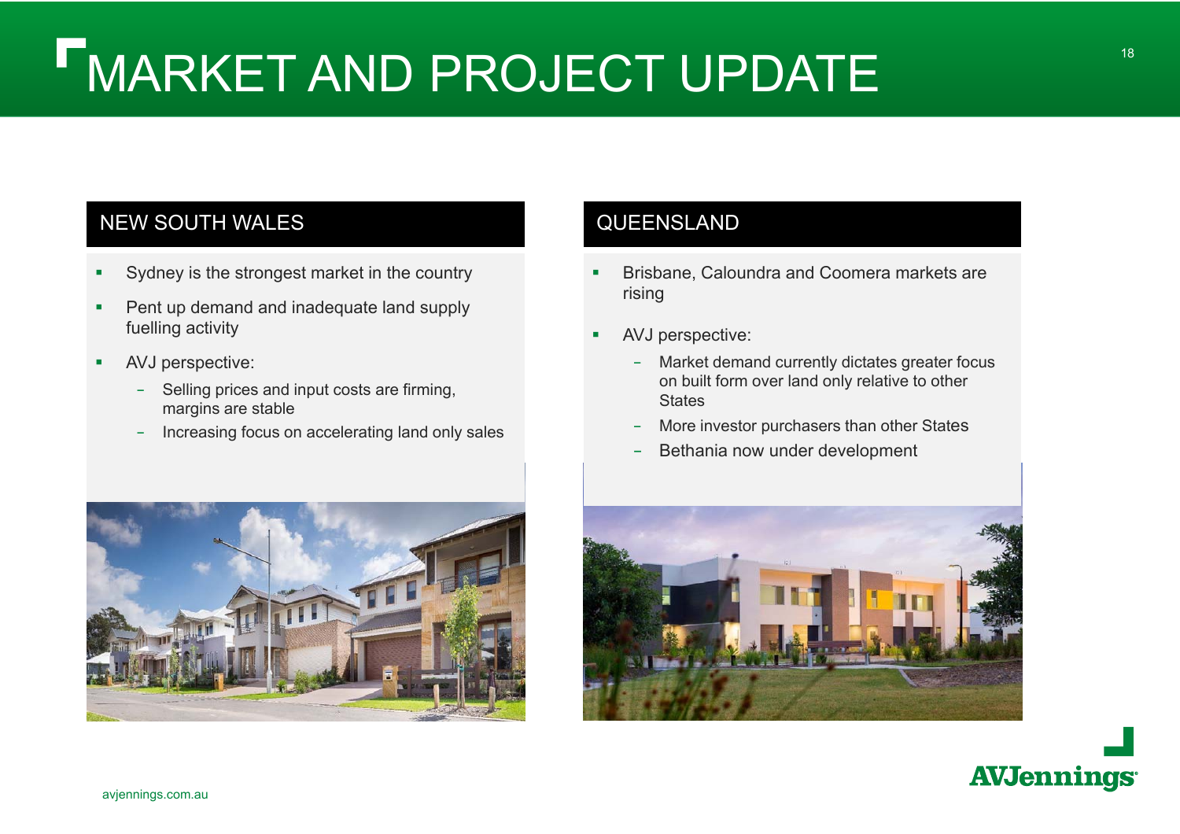# MARKET AND PROJECT UPDATE

## NEW SOUTH WALES

- Sydney is the strongest market in the country
- Pent up demand and inadequate land supply fuelling activity
- AVJ perspective:
  - Selling prices and input costs are firming, margins are stable
  - Increasing focus on accelerating land only sales

## QUEENSLAND

- Brisbane, Caloundra and Coomera markets are rising
- AVJ perspective:
  - Market demand currently dictates greater focus on built form over land only relative to other States
  - More investor purchasers than other States
  - Bethania now under development

avjennings.com.au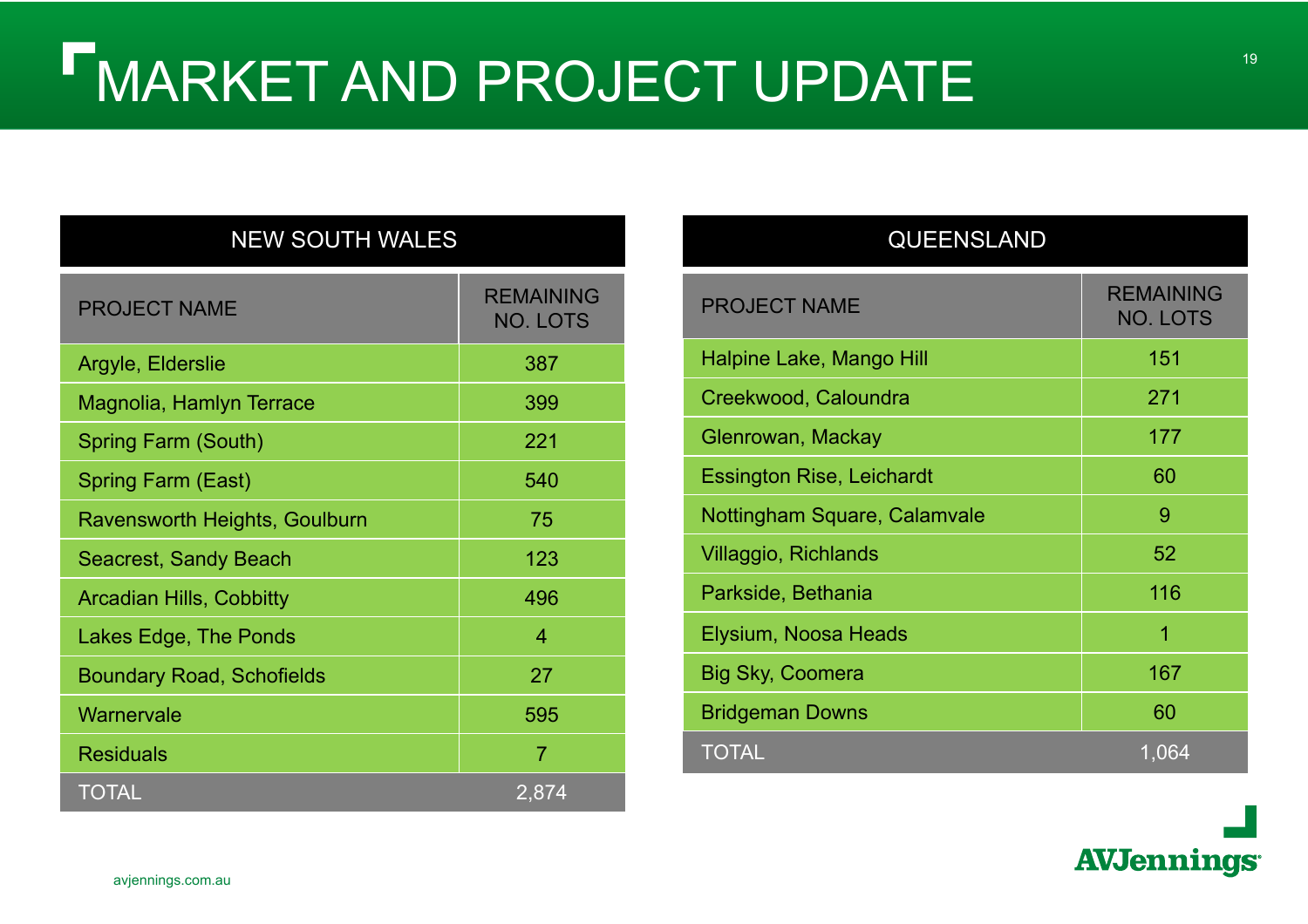# MARKET AND PROJECT UPDATE

| NEW SOUTH WALES | |
|---|---|
| PROJECT NAME | REMAINING NO. LOTS |
| Argyle, Elderslie | 387 |
| Magnolia, Hamlyn Terrace | 399 |
| Spring Farm (South) | 221 |
| Spring Farm (East) | 540 |
| Ravensworth Heights, Goulburn | 75 |
| Seacrest, Sandy Beach | 123 |
| Arcadian Hills, Cobbitty | 496 |
| Lakes Edge, The Ponds | 4 |
| Boundary Road, Schofields | 27 |
| Warnervale | 595 |
| Residuals | 7 |
| TOTAL | 2,874 |

| QUEENSLAND | |
|---|---|
| PROJECT NAME | REMAINING NO. LOTS |
| Halpine Lake, Mango Hill | 151 |
| Creekwood, Caloundra | 271 |
| Glenrowan, Mackay | 177 |
| Essington Rise, Leichardt | 60 |
| Nottingham Square, Calamvale | 9 |
| Villaggio, Richlands | 52 |
| Parkside, Bethania | 116 |
| Elysium, Noosa Heads | 1 |
| Big Sky, Coomera | 167 |
| Bridgeman Downs | 60 |
| TOTAL | 1,064 |

avjennings.com.au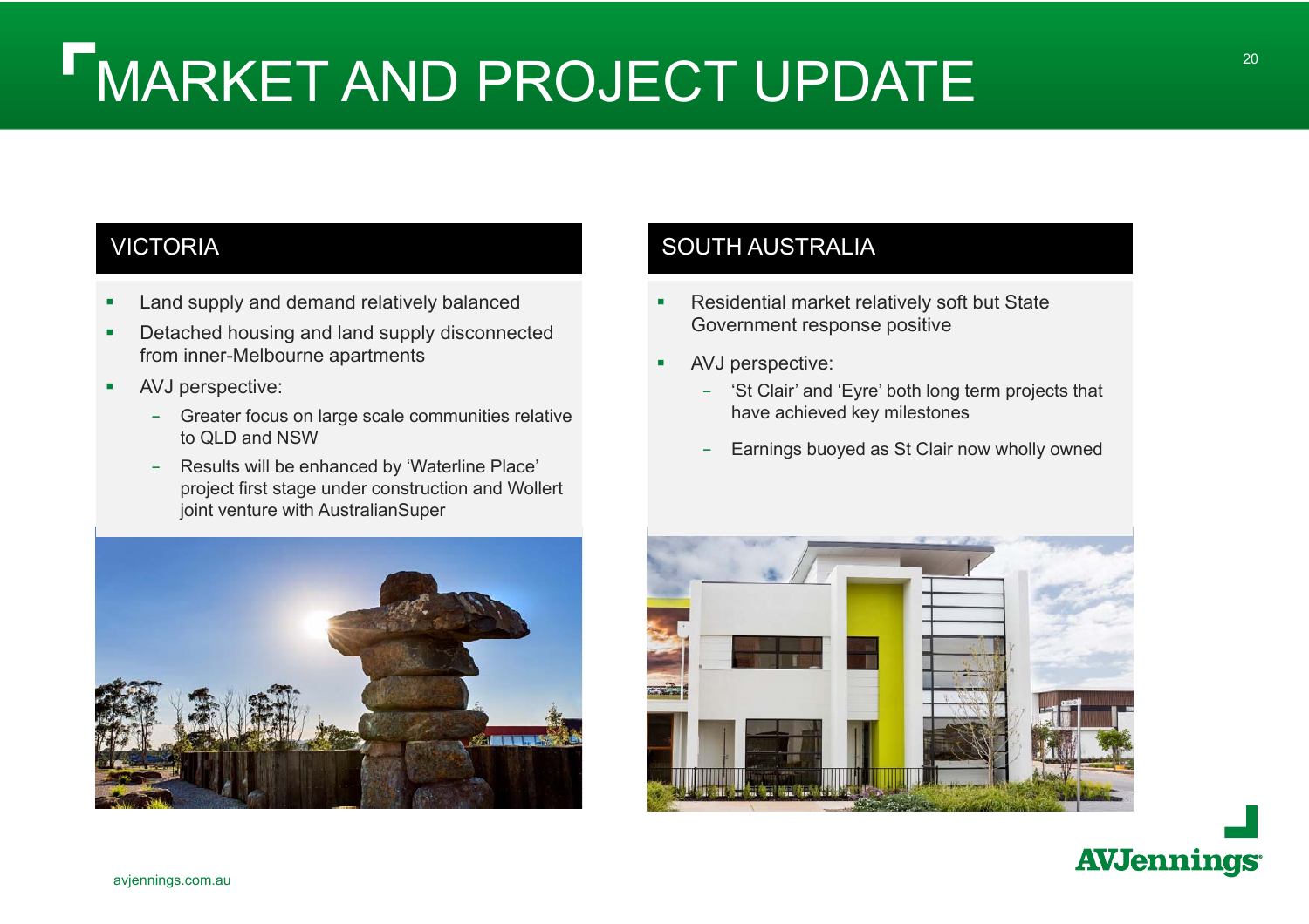# MARKET AND PROJECT UPDATE

## VICTORIA

- Land supply and demand relatively balanced
- Detached housing and land supply disconnected from inner-Melbourne apartments
- AVJ perspective:
  - Greater focus on large scale communities relative to QLD and NSW
  - Results will be enhanced by 'Waterline Place' project first stage under construction and Wollert joint venture with AustralianSuper

## SOUTH AUSTRALIA

- Residential market relatively soft but State Government response positive
- AVJ perspective:
  - 'St Clair' and 'Eyre' both long term projects that have achieved key milestones
  - Earnings buoyed as St Clair now wholly owned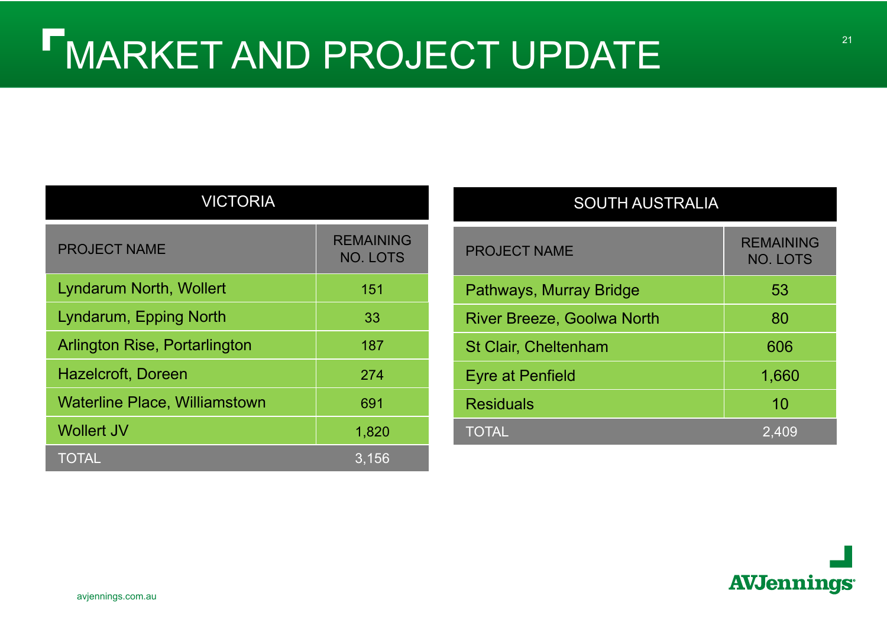# MARKET AND PROJECT UPDATE

| VICTORIA | |
|---|---|
| PROJECT NAME | REMAINING NO. LOTS |
| Lyndarum North, Wollert | 151 |
| Lyndarum, Epping North | 33 |
| Arlington Rise, Portarlington | 187 |
| Hazelcroft, Doreen | 274 |
| Waterline Place, Williamstown | 691 |
| Wollert JV | 1,820 |
| TOTAL | 3,156 |

| SOUTH AUSTRALIA | |
|---|---|
| PROJECT NAME | REMAINING NO. LOTS |
| Pathways, Murray Bridge | 53 |
| River Breeze, Goolwa North | 80 |
| St Clair, Cheltenham | 606 |
| Eyre at Penfield | 1,660 |
| Residuals | 10 |
| TOTAL | 2,409 |

avjennings.com.au

AVJennings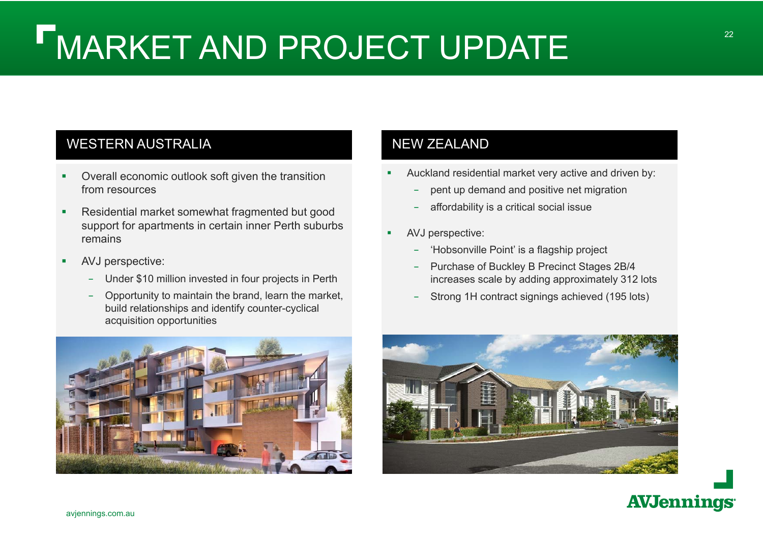# MARKET AND PROJECT UPDATE

## WESTERN AUSTRALIA

- Overall economic outlook soft given the transition from resources
- Residential market somewhat fragmented but good support for apartments in certain inner Perth suburbs remains
- AVJ perspective:
  - Under $10 million invested in four projects in Perth
  - Opportunity to maintain the brand, learn the market, build relationships and identify counter-cyclical acquisition opportunities

## NEW ZEALAND

- Auckland residential market very active and driven by:
  - pent up demand and positive net migration
  - affordability is a critical social issue
- AVJ perspective:
  - 'Hobsonville Point' is a flagship project
  - Purchase of Buckley B Precinct Stages 2B/4 increases scale by adding approximately 312 lots
  - Strong 1H contract signings achieved (195 lots)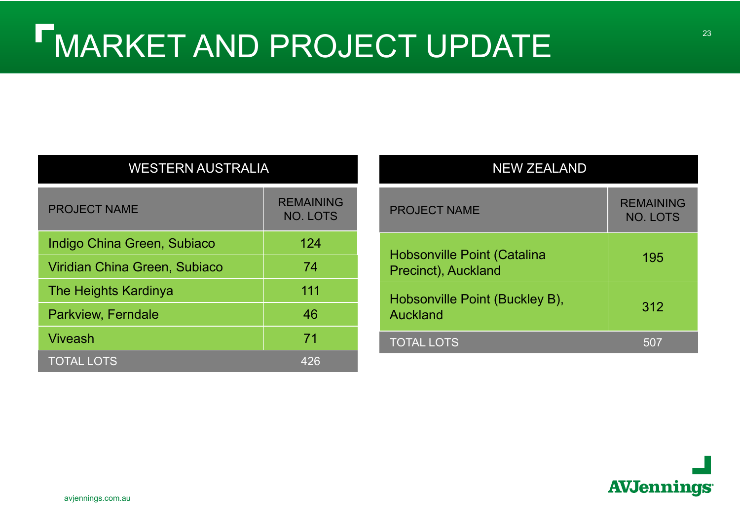# MARKET AND PROJECT UPDATE

| WESTERN AUSTRALIA | |
|---|---|
| PROJECT NAME | REMAINING NO. LOTS |
| Indigo China Green, Subiaco | 124 |
| Viridian China Green, Subiaco | 74 |
| The Heights Kardinya | 111 |
| Parkview, Ferndale | 46 |
| Viveash | 71 |
| TOTAL LOTS | 426 |

| NEW ZEALAND | |
|---|---|
| PROJECT NAME | REMAINING NO. LOTS |
| Hobsonville Point (Catalina Precinct), Auckland | 195 |
| Hobsonville Point (Buckley B), Auckland | 312 |
| TOTAL LOTS | 507 |

avjennings.com.au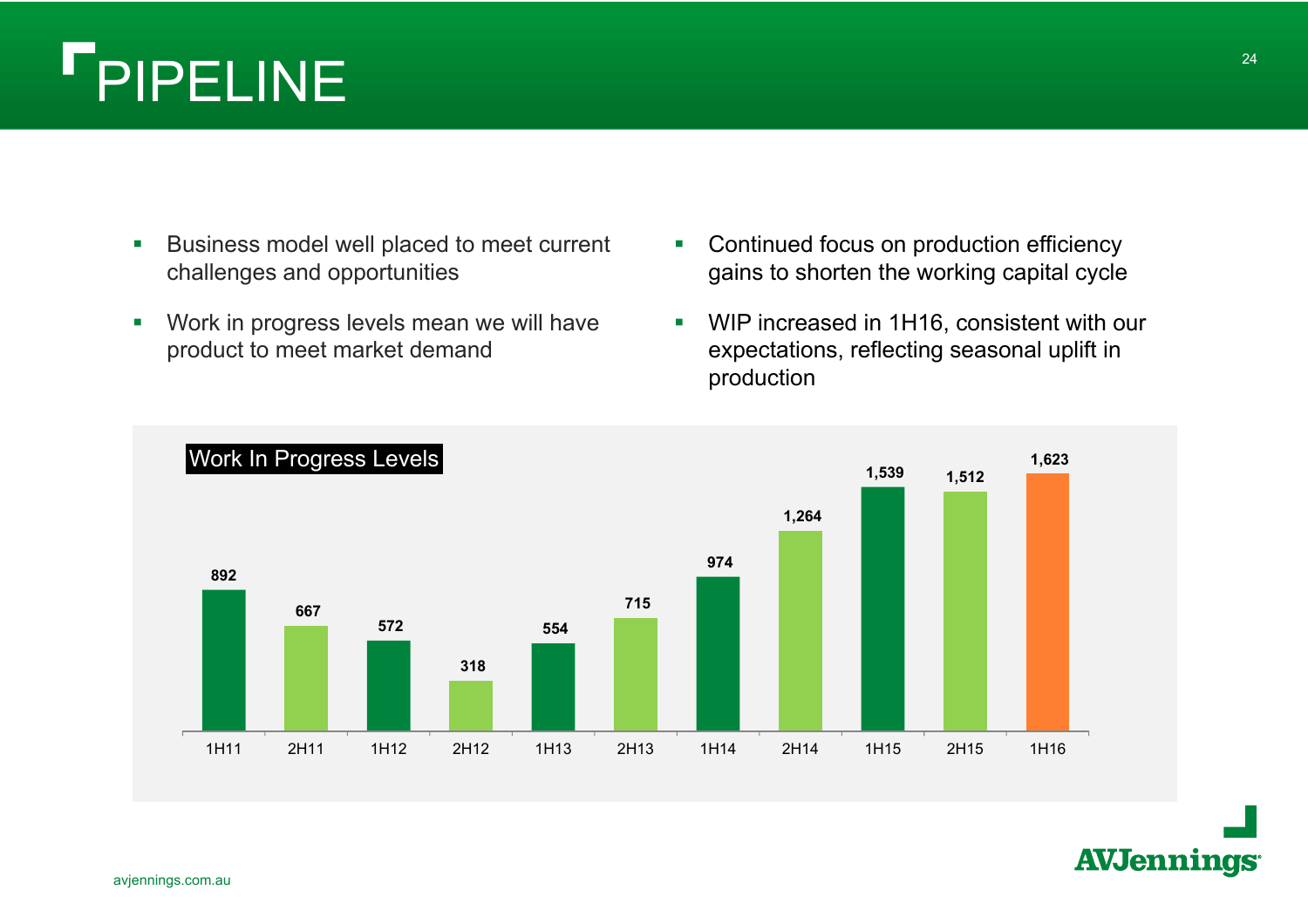# PIPELINE

- Business model well placed to meet current challenges and opportunities
- Work in progress levels mean we will have product to meet market demand
- Continued focus on production efficiency gains to shorten the working capital cycle
- WIP increased in 1H16, consistent with our expectations, reflecting seasonal uplift in production

**Work In Progress Levels**

| Period | WIP |
|---|---|
| 1H11 | 892 |
| 2H11 | 667 |
| 1H12 | 572 |
| 2H12 | 318 |
| 1H13 | 554 |
| 2H13 | 715 |
| 1H14 | 974 |
| 2H14 | 1,264 |
| 1H15 | 1,539 |
| 2H15 | 1,512 |
| 1H16 | 1,623 |

avjennings.com.au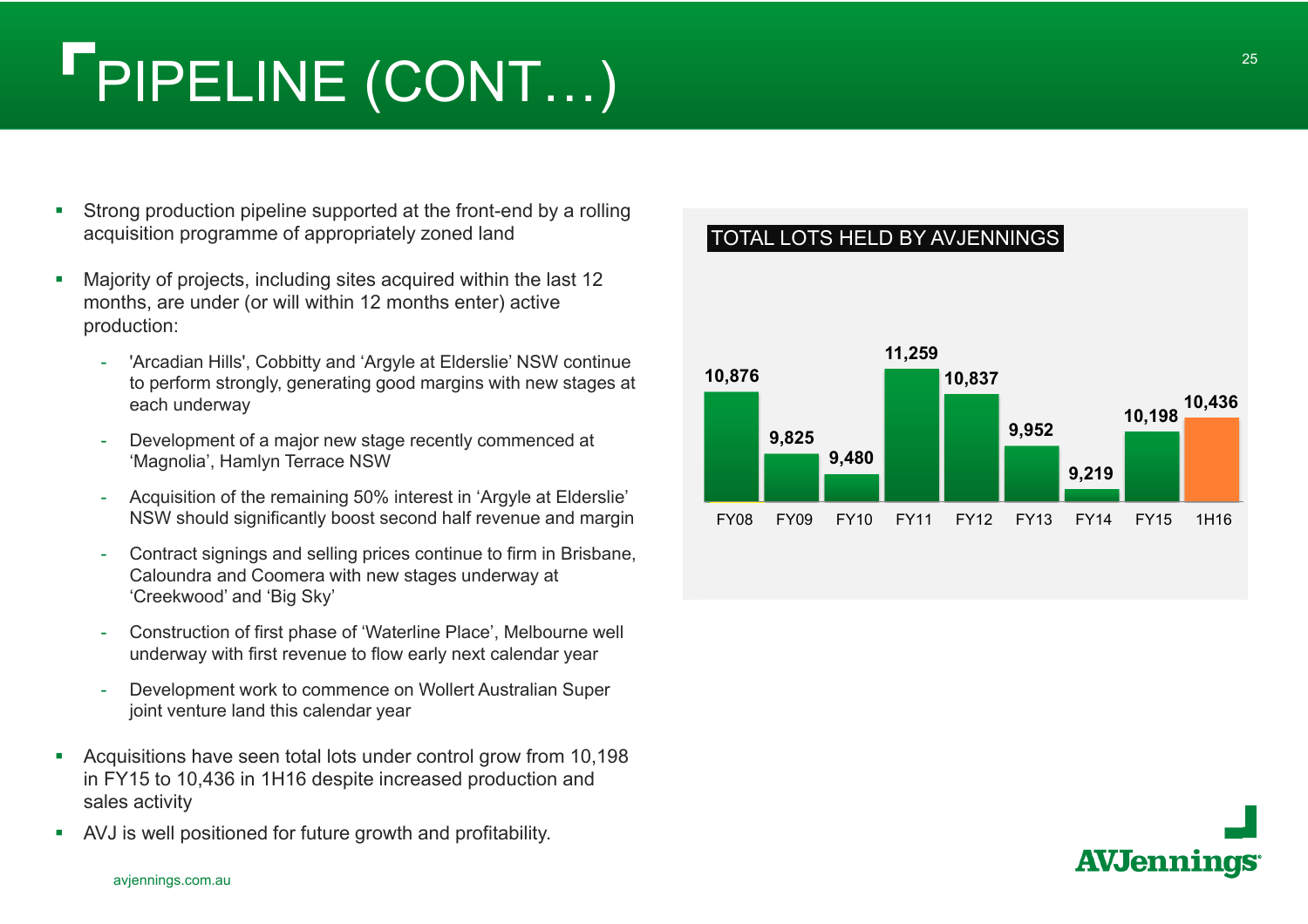# PIPELINE (CONT…)

- Strong production pipeline supported at the front-end by a rolling acquisition programme of appropriately zoned land
- Majority of projects, including sites acquired within the last 12 months, are under (or will within 12 months enter) active production:
  - 'Arcadian Hills', Cobbitty and 'Argyle at Elderslie' NSW continue to perform strongly, generating good margins with new stages at each underway
  - Development of a major new stage recently commenced at 'Magnolia', Hamlyn Terrace NSW
  - Acquisition of the remaining 50% interest in 'Argyle at Elderslie' NSW should significantly boost second half revenue and margin
  - Contract signings and selling prices continue to firm in Brisbane, Caloundra and Coomera with new stages underway at 'Creekwood' and 'Big Sky'
  - Construction of first phase of 'Waterline Place', Melbourne well underway with first revenue to flow early next calendar year
  - Development work to commence on Wollert Australian Super joint venture land this calendar year
- Acquisitions have seen total lots under control grow from 10,198 in FY15 to 10,436 in 1H16 despite increased production and sales activity
- AVJ is well positioned for future growth and profitability.

## TOTAL LOTS HELD BY AVJENNINGS

| FY08 | FY09 | FY10 | FY11 | FY12 | FY13 | FY14 | FY15 | 1H16 |
|---|---|---|---|---|---|---|---|---|
| 10,876 | 9,825 | 9,480 | 11,259 | 10,837 | 9,952 | 9,219 | 10,198 | 10,436 |

avjennings.com.au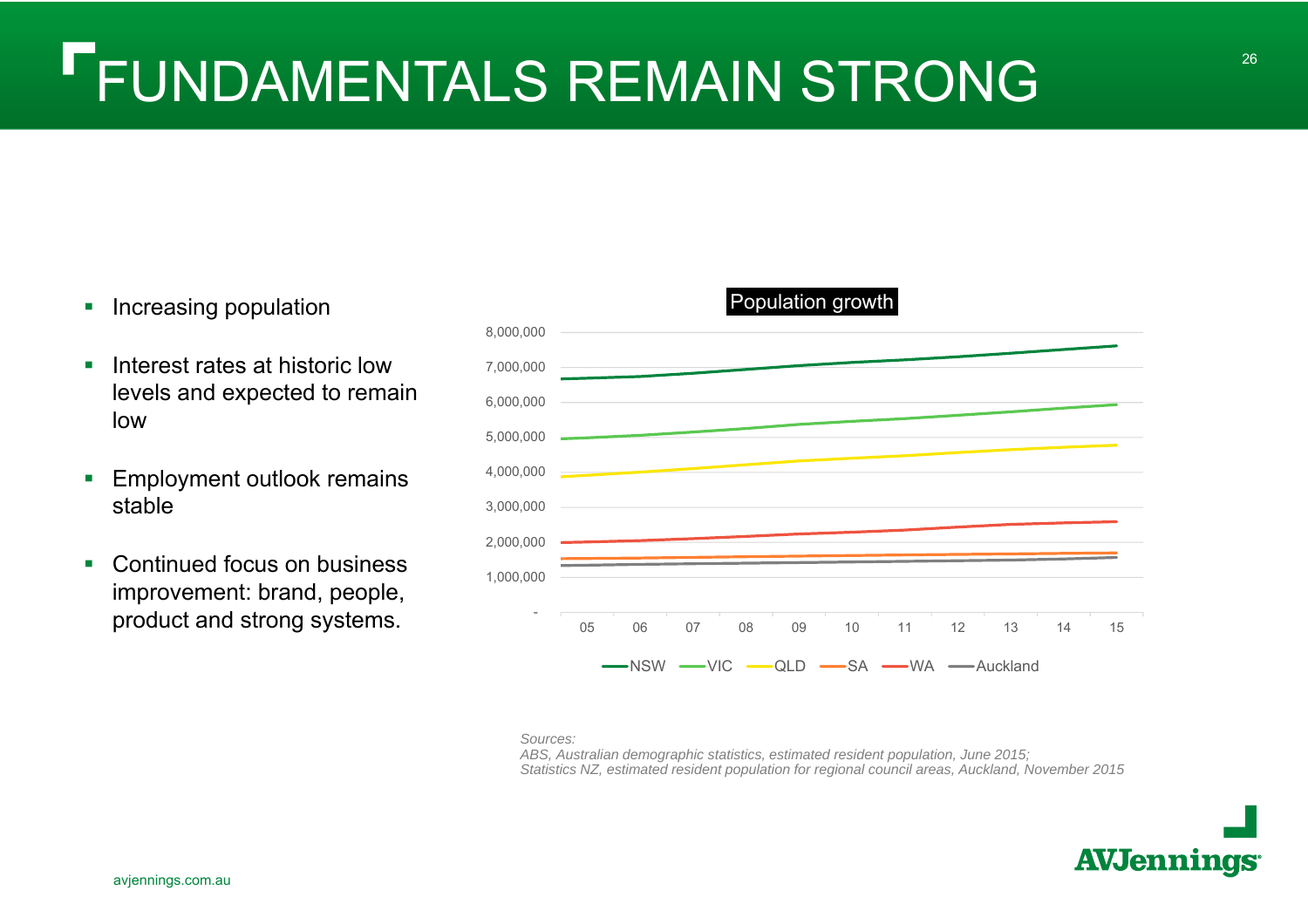# FUNDAMENTALS REMAIN STRONG

- Increasing population
- Interest rates at historic low levels and expected to remain low
- Employment outlook remains stable
- Continued focus on business improvement: brand, people, product and strong systems.

Population growth

8,000,000
7,000,000
6,000,000
5,000,000
4,000,000
3,000,000
2,000,000
1,000,000
-

05 06 07 08 09 10 11 12 13 14 15

NSW VIC QLD SA WA Auckland

*Sources:*
*ABS, Australian demographic statistics, estimated resident population, June 2015;*
*Statistics NZ, estimated resident population for regional council areas, Auckland, November 2015*

avjennings.com.au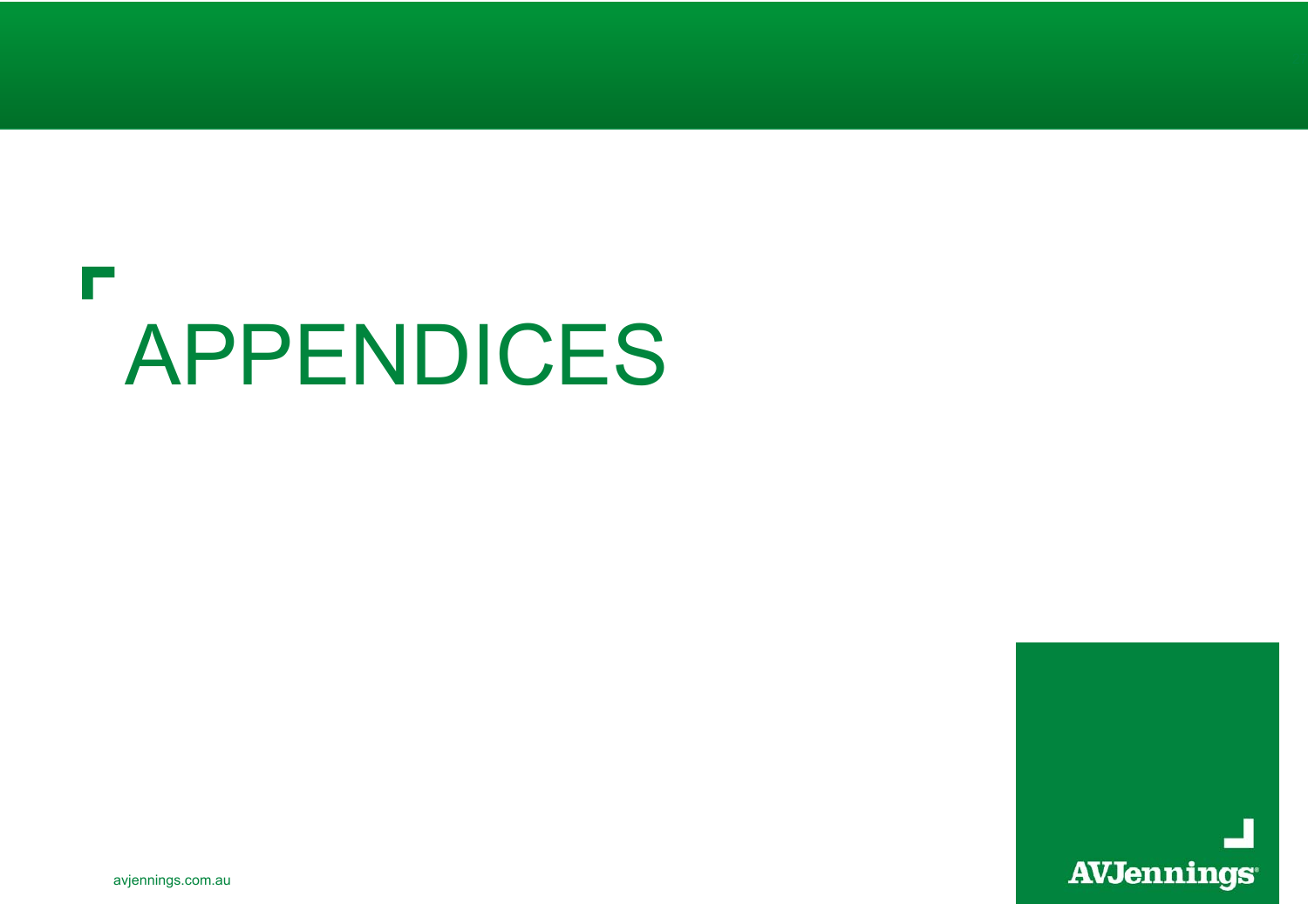# APPENDICES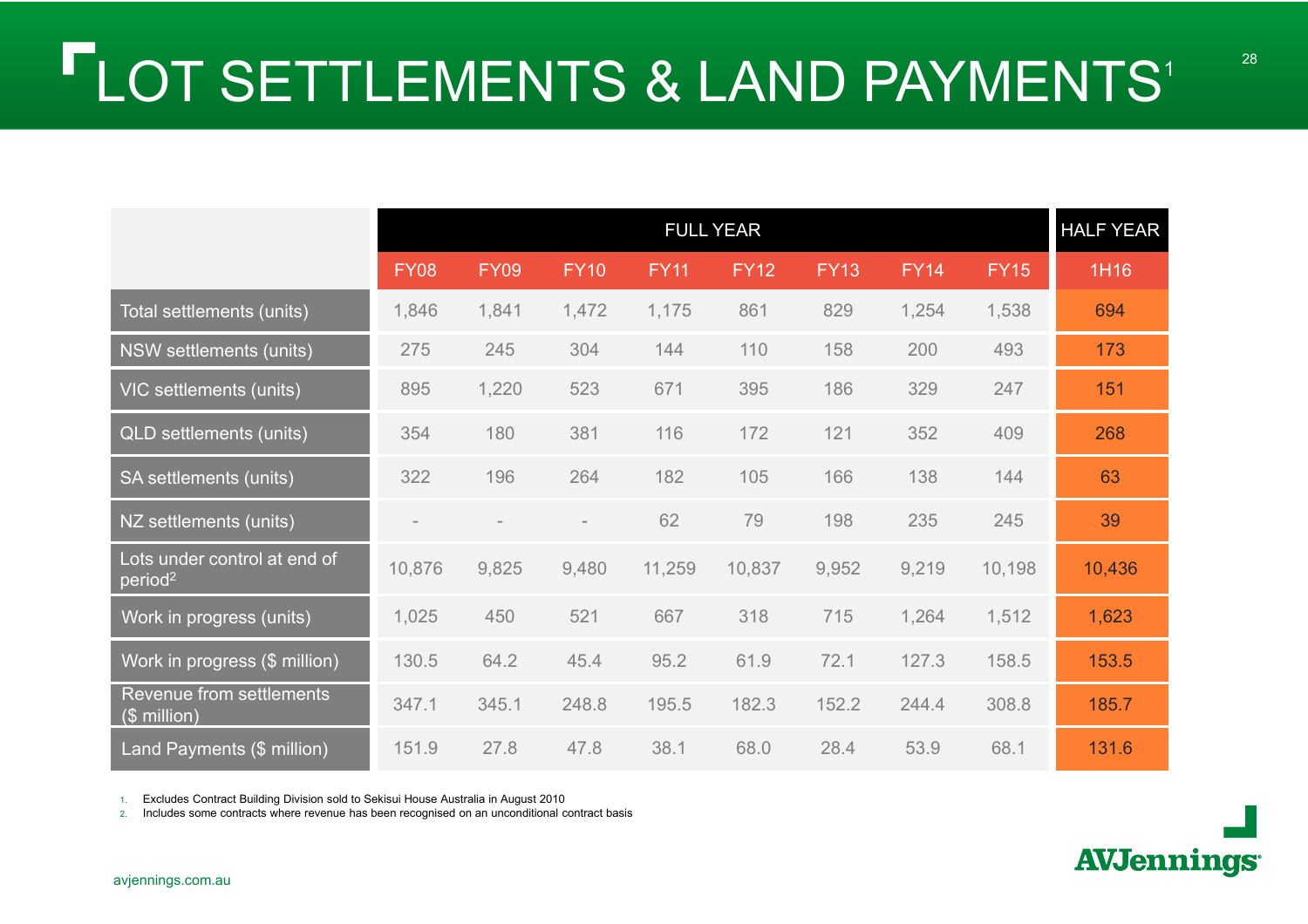# LOT SETTLEMENTS & LAND PAYMENTS[1]

| | FULL YEAR | | | | | | | | HALF YEAR |
|---|---|---|---|---|---|---|---|---|---|
| | FY08 | FY09 | FY10 | FY11 | FY12 | FY13 | FY14 | FY15 | 1H16 |
| Total settlements (units) | 1,846 | 1,841 | 1,472 | 1,175 | 861 | 829 | 1,254 | 1,538 | 694 |
| NSW settlements (units) | 275 | 245 | 304 | 144 | 110 | 158 | 200 | 493 | 173 |
| VIC settlements (units) | 895 | 1,220 | 523 | 671 | 395 | 186 | 329 | 247 | 151 |
| QLD settlements (units) | 354 | 180 | 381 | 116 | 172 | 121 | 352 | 409 | 268 |
| SA settlements (units) | 322 | 196 | 264 | 182 | 105 | 166 | 138 | 144 | 63 |
| NZ settlements (units) | - | - | - | 62 | 79 | 198 | 235 | 245 | 39 |
| Lots under control at end of period[2] | 10,876 | 9,825 | 9,480 | 11,259 | 10,837 | 9,952 | 9,219 | 10,198 | 10,436 |
| Work in progress (units) | 1,025 | 450 | 521 | 667 | 318 | 715 | 1,264 | 1,512 | 1,623 |
| Work in progress ($ million) | 130.5 | 64.2 | 45.4 | 95.2 | 61.9 | 72.1 | 127.3 | 158.5 | 153.5 |
| Revenue from settlements ($ million) | 347.1 | 345.1 | 248.8 | 195.5 | 182.3 | 152.2 | 244.4 | 308.8 | 185.7 |
| Land Payments ($ million) | 151.9 | 27.8 | 47.8 | 38.1 | 68.0 | 28.4 | 53.9 | 68.1 | 131.6 |

1. Excludes Contract Building Division sold to Sekisui House Australia in August 2010
2. Includes some contracts where revenue has been recognised on an unconditional contract basis

avjennings.com.au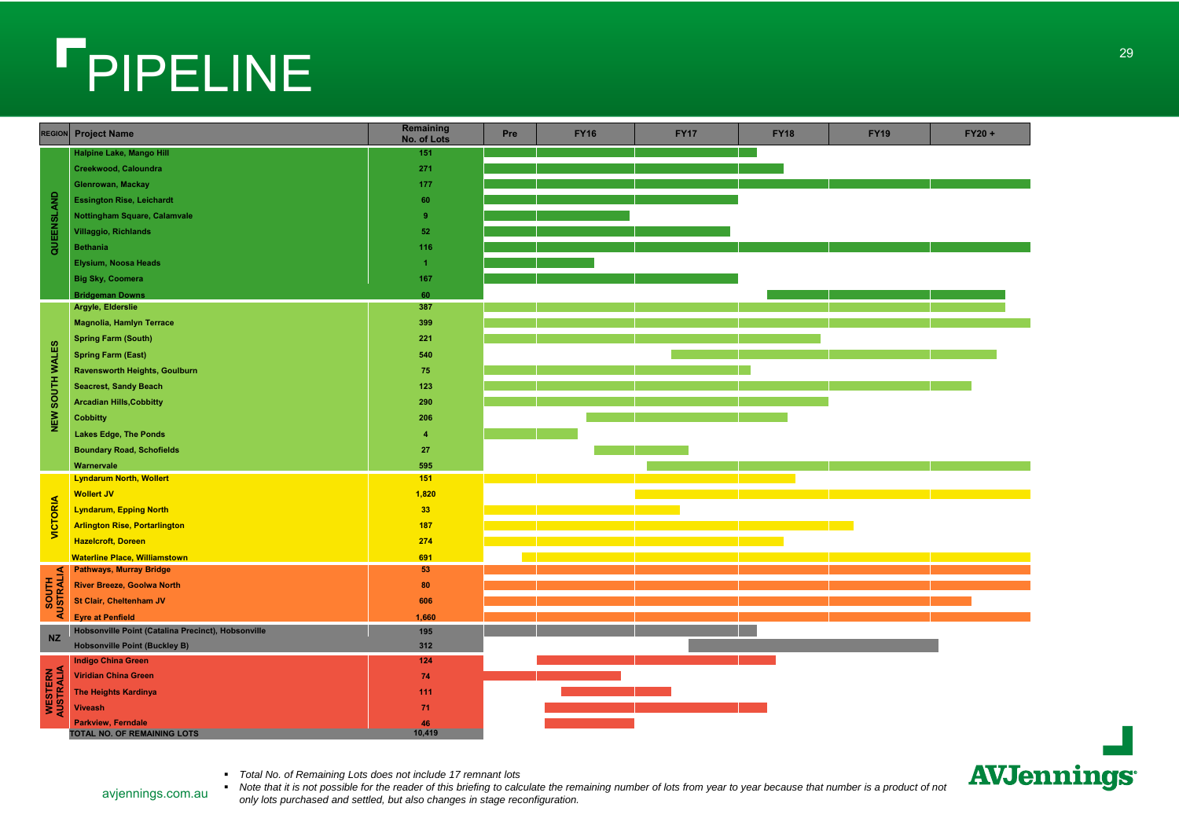# PIPELINE

| REGION | Project Name | Remaining No. of Lots | Pre | FY16 | FY17 | FY18 | FY19 | FY20 + |
|---|---|---|---|---|---|---|---|---|
| QUEENSLAND | Halpine Lake, Mango Hill | 151 | | | | | | |
| | Creekwood, Caloundra | 271 | | | | | | |
| | Glenrowan, Mackay | 177 | | | | | | |
| | Essington Rise, Leichardt | 60 | | | | | | |
| | Nottingham Square, Calamvale | 9 | | | | | | |
| | Villaggio, Richlands | 52 | | | | | | |
| | Bethania | 116 | | | | | | |
| | Elysium, Noosa Heads | 1 | | | | | | |
| | Big Sky, Coomera | 167 | | | | | | |
| | Bridgeman Downs | 60 | | | | | | |
| NEW SOUTH WALES | Argyle, Elderslie | 387 | | | | | | |
| | Magnolia, Hamlyn Terrace | 399 | | | | | | |
| | Spring Farm (South) | 221 | | | | | | |
| | Spring Farm (East) | 540 | | | | | | |
| | Ravensworth Heights, Goulburn | 75 | | | | | | |
| | Seacrest, Sandy Beach | 123 | | | | | | |
| | Arcadian Hills,Cobbitty | 290 | | | | | | |
| | Cobbitty | 206 | | | | | | |
| | Lakes Edge, The Ponds | 4 | | | | | | |
| | Boundary Road, Schofields | 27 | | | | | | |
| | Warnervale | 595 | | | | | | |
| VICTORIA | Lyndarum North, Wollert | 151 | | | | | | |
| | Wollert JV | 1,820 | | | | | | |
| | Lyndarum, Epping North | 33 | | | | | | |
| | Arlington Rise, Portarlington | 187 | | | | | | |
| | Hazelcroft, Doreen | 274 | | | | | | |
| | Waterline Place, Williamstown | 691 | | | | | | |
| SOUTH AUSTRALIA | Pathways, Murray Bridge | 53 | | | | | | |
| | River Breeze, Goolwa North | 80 | | | | | | |
| | St Clair, Cheltenham JV | 606 | | | | | | |
| | Eyre at Penfield | 1,660 | | | | | | |
| NZ | Hobsonville Point (Catalina Precinct), Hobsonville | 195 | | | | | | |
| | Hobsonville Point (Buckley B) | 312 | | | | | | |
| WESTERN AUSTRALIA | Indigo China Green | 124 | | | | | | |
| | Viridian China Green | 74 | | | | | | |
| | The Heights Kardinya | 111 | | | | | | |
| | Viveash | 71 | | | | | | |
| | Parkview, Ferndale | 46 | | | | | | |
| | TOTAL NO. OF REMAINING LOTS | 10,419 | | | | | | |

- *Total No. of Remaining Lots does not include 17 remnant lots*
- *Note that it is not possible for the reader of this briefing to calculate the remaining number of lots from year to year because that number is a product of not only lots purchased and settled, but also changes in stage reconfiguration.*

avjennings.com.au

AVJennings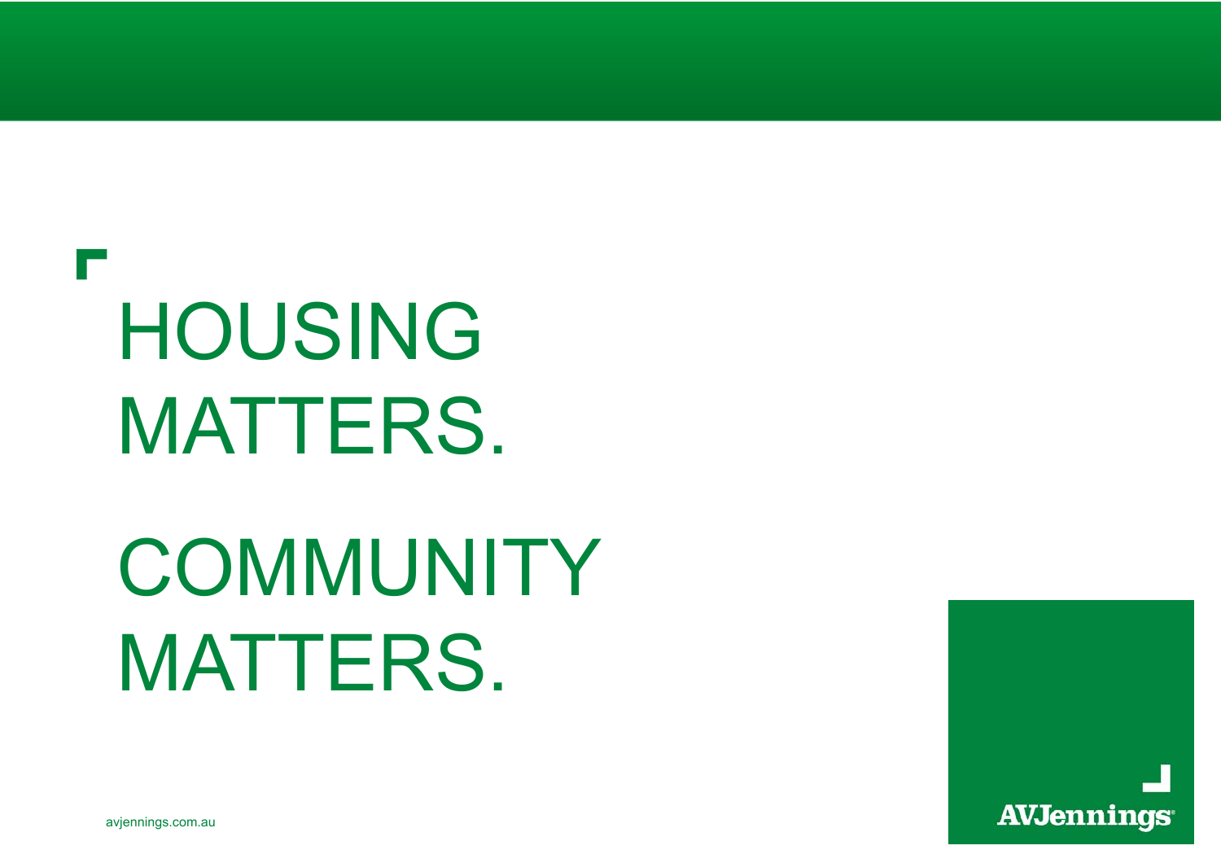# HOUSING MATTERS.

# COMMUNITY MATTERS.

avjennings.com.au

AVJennings